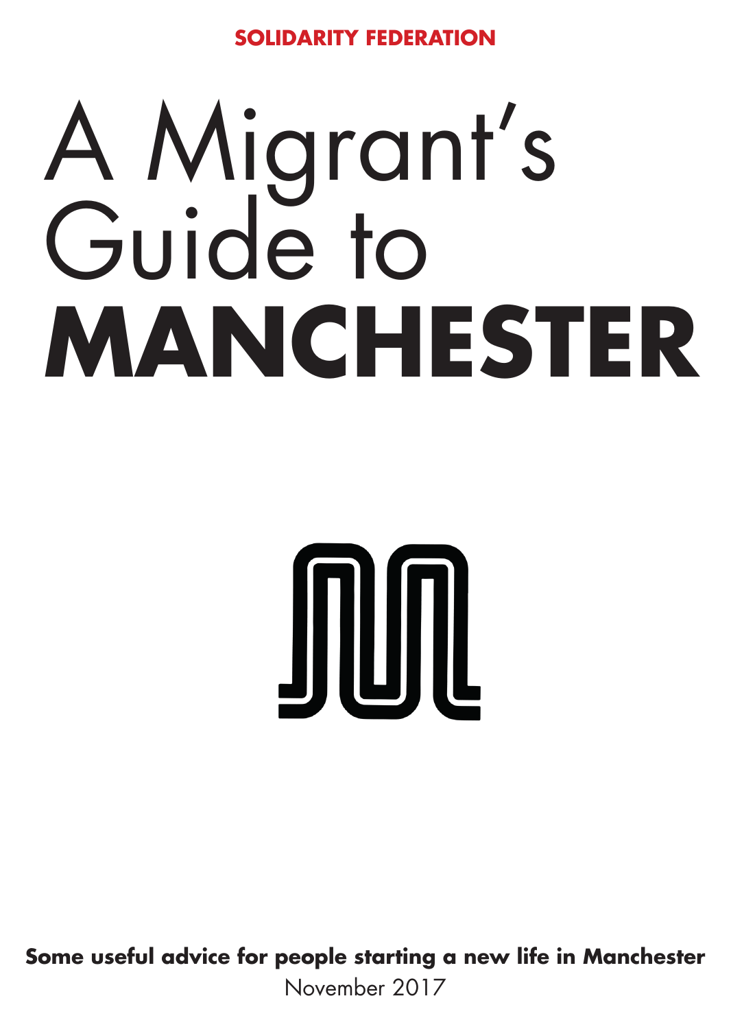**SOLIDARITY FEDERATION**

# A Migrant's Guide to MANCHESTER

**Some useful advice for people starting a new life in Manchester**

November 2017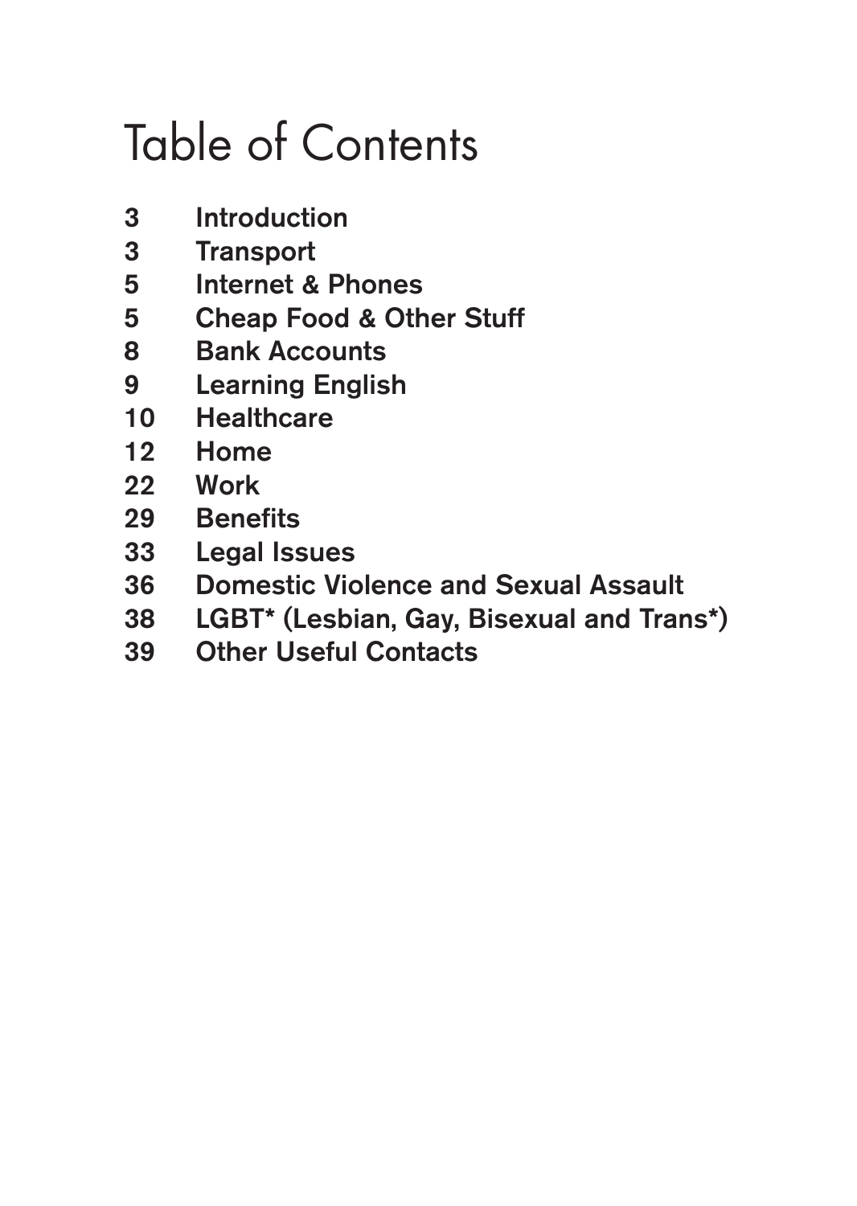# Table of Contents

| | |
|---|---|
| 3 | Introduction |
| 3 | Transport |
| 5 | Internet & Phones |
| 5 | Cheap Food & Other Stuff |
| 8 | Bank Accounts |
| 9 | Learning English |
| 10 | Healthcare |
| 12 | Home |
| 22 | Work |
| 29 | Benefits |
| 33 | Legal Issues |
| 36 | Domestic Violence and Sexual Assault |
| 38 | LGBT* (Lesbian, Gay, Bisexual and Trans*) |
| 39 | Other Useful Contacts |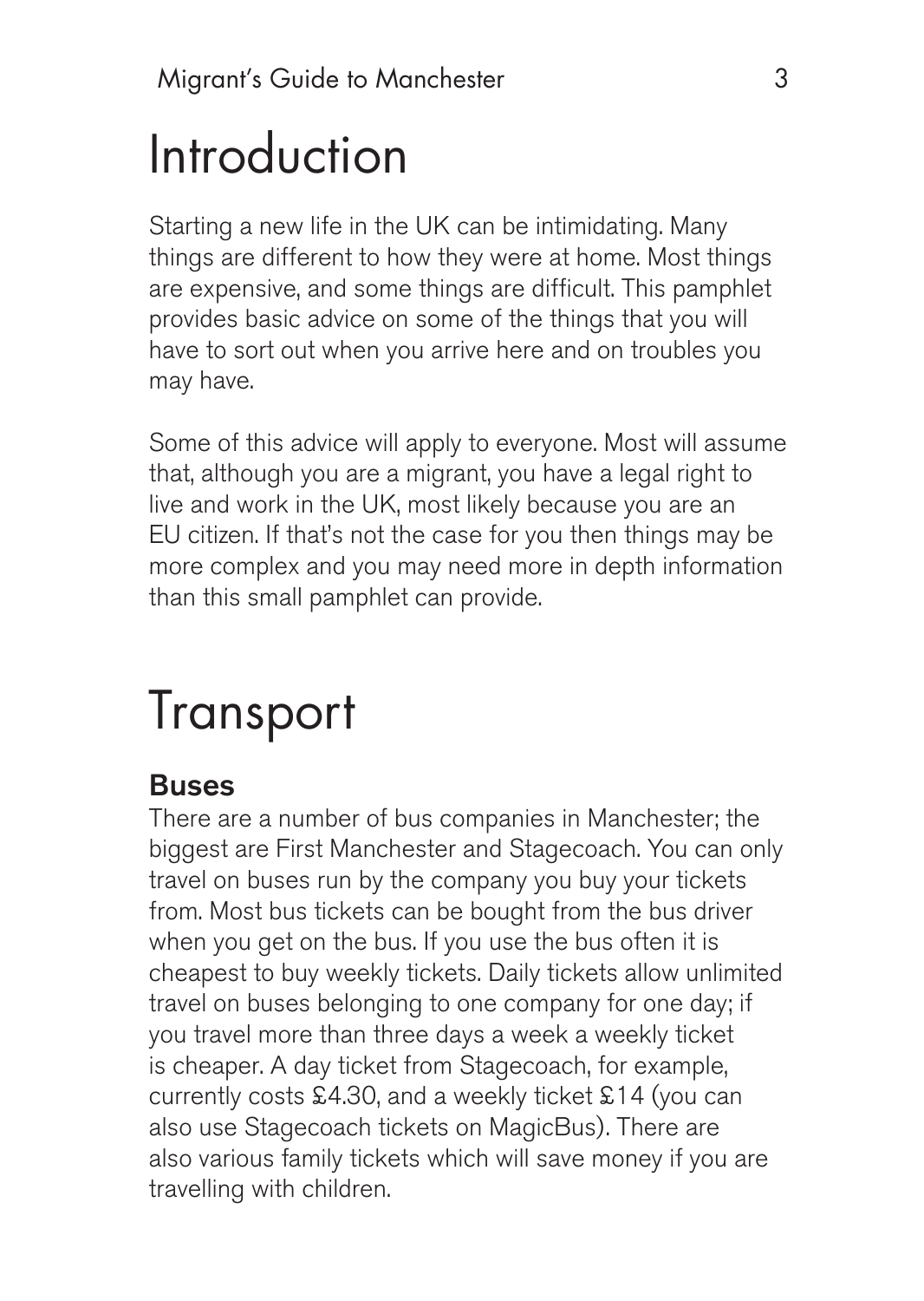# Introduction

Starting a new life in the UK can be intimidating. Many things are different to how they were at home. Most things are expensive, and some things are difficult. This pamphlet provides basic advice on some of the things that you will have to sort out when you arrive here and on troubles you may have.

Some of this advice will apply to everyone. Most will assume that, although you are a migrant, you have a legal right to live and work in the UK, most likely because you are an EU citizen. If that's not the case for you then things may be more complex and you may need more in depth information than this small pamphlet can provide.

# Transport

## Buses

There are a number of bus companies in Manchester; the biggest are First Manchester and Stagecoach. You can only travel on buses run by the company you buy your tickets from. Most bus tickets can be bought from the bus driver when you get on the bus. If you use the bus often it is cheapest to buy weekly tickets. Daily tickets allow unlimited travel on buses belonging to one company for one day; if you travel more than three days a week a weekly ticket is cheaper. A day ticket from Stagecoach, for example, currently costs £4.30, and a weekly ticket £14 (you can also use Stagecoach tickets on MagicBus). There are also various family tickets which will save money if you are travelling with children.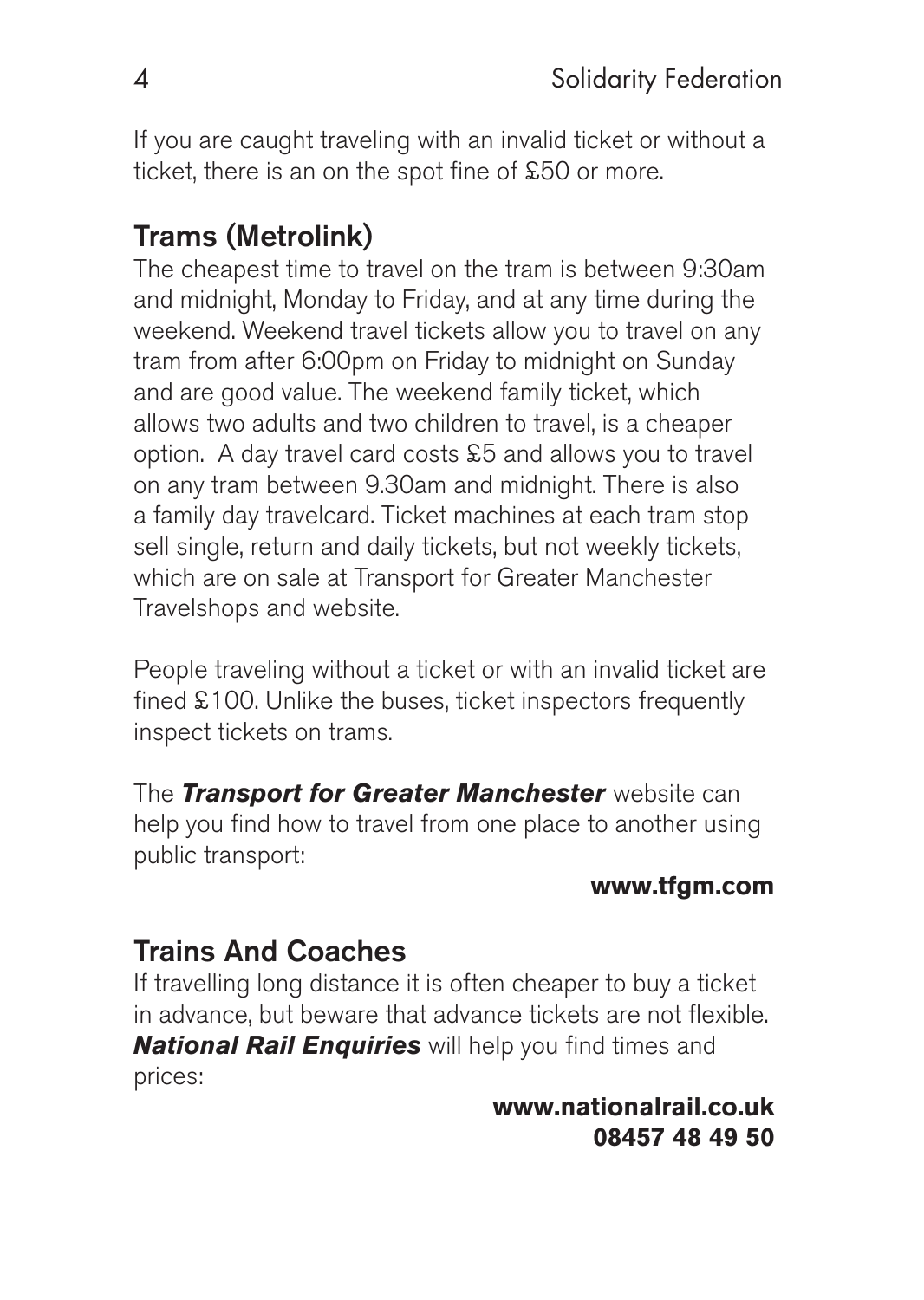If you are caught traveling with an invalid ticket or without a ticket, there is an on the spot fine of £50 or more.

## Trams (Metrolink)

The cheapest time to travel on the tram is between 9:30am and midnight, Monday to Friday, and at any time during the weekend. Weekend travel tickets allow you to travel on any tram from after 6:00pm on Friday to midnight on Sunday and are good value. The weekend family ticket, which allows two adults and two children to travel, is a cheaper option. A day travel card costs £5 and allows you to travel on any tram between 9.30am and midnight. There is also a family day travelcard. Ticket machines at each tram stop sell single, return and daily tickets, but not weekly tickets, which are on sale at Transport for Greater Manchester Travelshops and website.

People traveling without a ticket or with an invalid ticket are fined £100. Unlike the buses, ticket inspectors frequently inspect tickets on trams.

The ***Transport for Greater Manchester*** website can help you find how to travel from one place to another using public transport:

**www.tfgm.com**

## Trains And Coaches

If travelling long distance it is often cheaper to buy a ticket in advance, but beware that advance tickets are not flexible. ***National Rail Enquiries*** will help you find times and prices:

**www.nationalrail.co.uk**
**08457 48 49 50**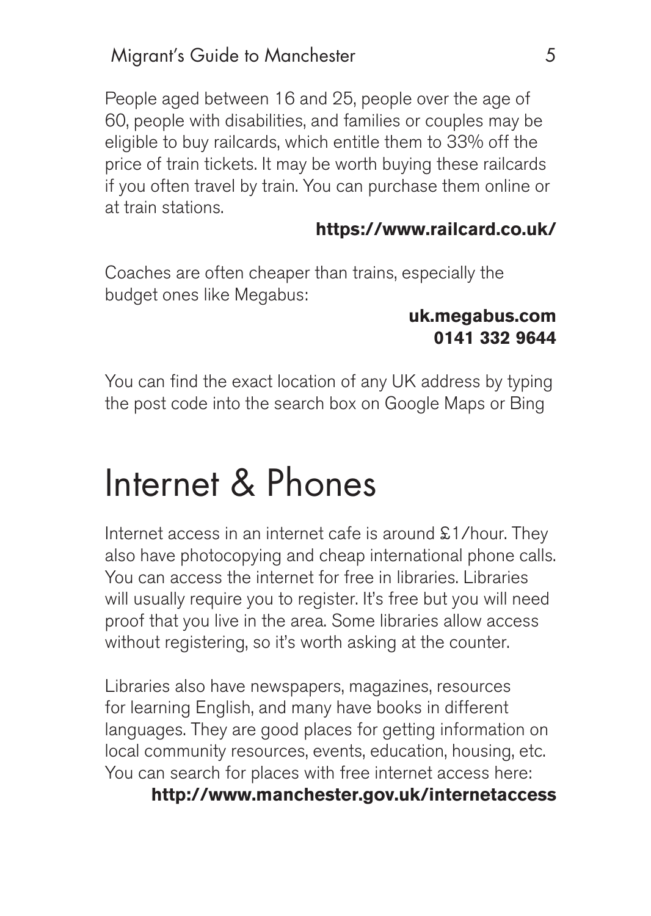People aged between 16 and 25, people over the age of 60, people with disabilities, and families or couples may be eligible to buy railcards, which entitle them to 33% off the price of train tickets. It may be worth buying these railcards if you often travel by train. You can purchase them online or at train stations.

**https://www.railcard.co.uk/**

Coaches are often cheaper than trains, especially the budget ones like Megabus:

**uk.megabus.com**
**0141 332 9644**

You can find the exact location of any UK address by typing the post code into the search box on Google Maps or Bing

# Internet & Phones

Internet access in an internet cafe is around £1/hour. They also have photocopying and cheap international phone calls. You can access the internet for free in libraries. Libraries will usually require you to register. It's free but you will need proof that you live in the area. Some libraries allow access without registering, so it's worth asking at the counter.

Libraries also have newspapers, magazines, resources for learning English, and many have books in different languages. They are good places for getting information on local community resources, events, education, housing, etc. You can search for places with free internet access here:

**http://www.manchester.gov.uk/internetaccess**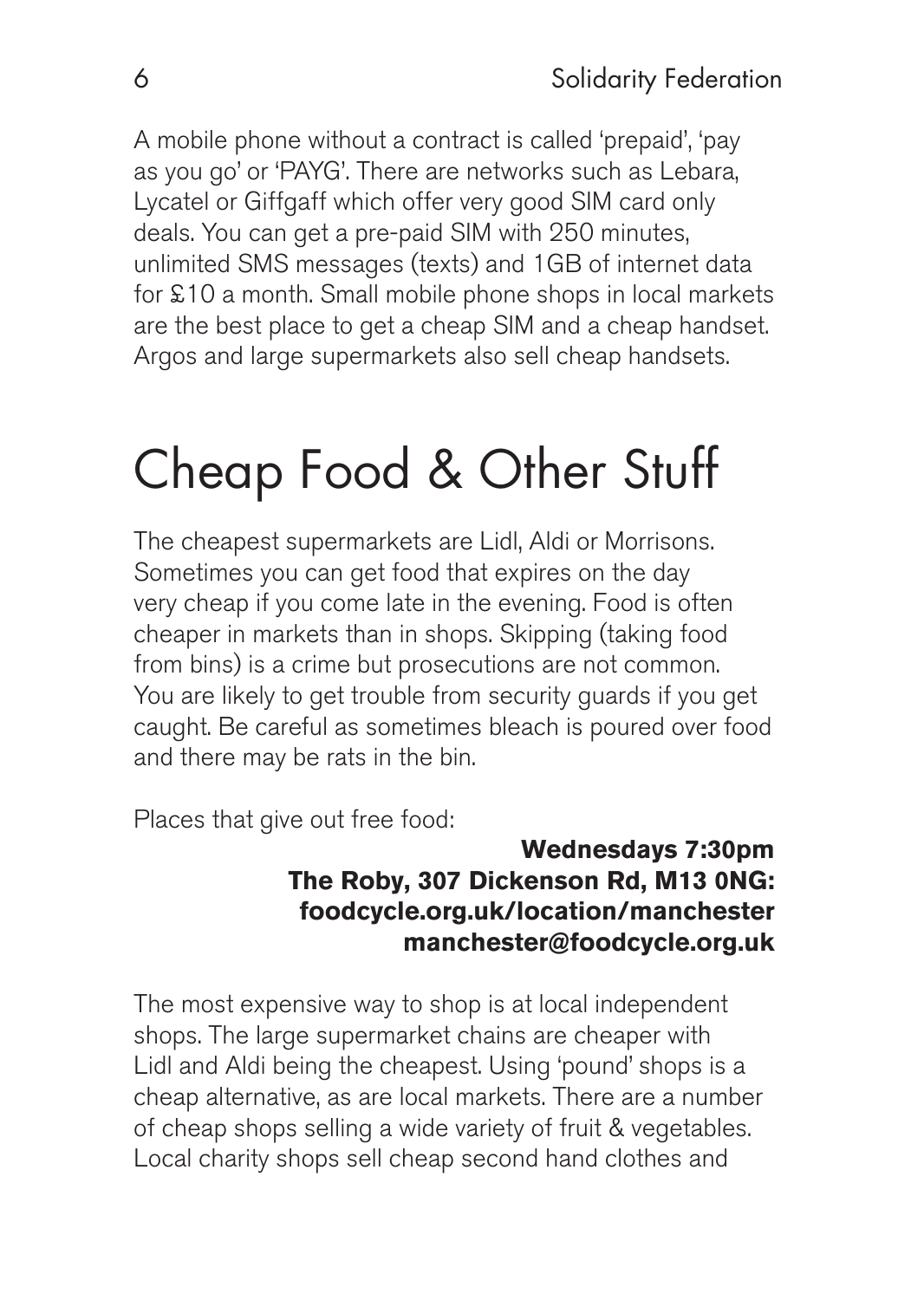A mobile phone without a contract is called 'prepaid', 'pay as you go' or 'PAYG'. There are networks such as Lebara, Lycatel or Giffgaff which offer very good SIM card only deals. You can get a pre-paid SIM with 250 minutes, unlimited SMS messages (texts) and 1GB of internet data for £10 a month. Small mobile phone shops in local markets are the best place to get a cheap SIM and a cheap handset. Argos and large supermarkets also sell cheap handsets.

# Cheap Food & Other Stuff

The cheapest supermarkets are Lidl, Aldi or Morrisons. Sometimes you can get food that expires on the day very cheap if you come late in the evening. Food is often cheaper in markets than in shops. Skipping (taking food from bins) is a crime but prosecutions are not common. You are likely to get trouble from security guards if you get caught. Be careful as sometimes bleach is poured over food and there may be rats in the bin.

Places that give out free food:

**Wednesdays 7:30pm**
**The Roby, 307 Dickenson Rd, M13 0NG:**
**foodcycle.org.uk/location/manchester**
**manchester@foodcycle.org.uk**

The most expensive way to shop is at local independent shops. The large supermarket chains are cheaper with Lidl and Aldi being the cheapest. Using 'pound' shops is a cheap alternative, as are local markets. There are a number of cheap shops selling a wide variety of fruit & vegetables. Local charity shops sell cheap second hand clothes and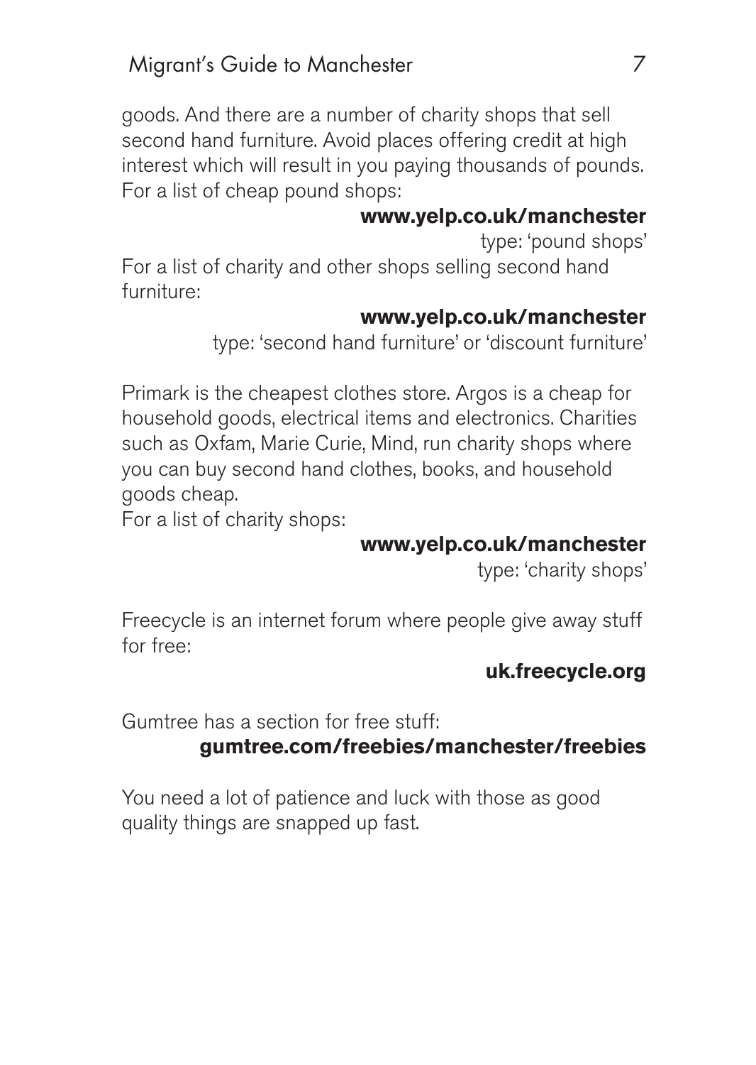goods. And there are a number of charity shops that sell second hand furniture. Avoid places offering credit at high interest which will result in you paying thousands of pounds. For a list of cheap pound shops:

**www.yelp.co.uk/manchester**
type: 'pound shops'

For a list of charity and other shops selling second hand furniture:

**www.yelp.co.uk/manchester**
type: 'second hand furniture' or 'discount furniture'

Primark is the cheapest clothes store. Argos is a cheap for household goods, electrical items and electronics. Charities such as Oxfam, Marie Curie, Mind, run charity shops where you can buy second hand clothes, books, and household goods cheap.
For a list of charity shops:

**www.yelp.co.uk/manchester**
type: 'charity shops'

Freecycle is an internet forum where people give away stuff for free:

**uk.freecycle.org**

Gumtree has a section for free stuff:
**gumtree.com/freebies/manchester/freebies**

You need a lot of patience and luck with those as good quality things are snapped up fast.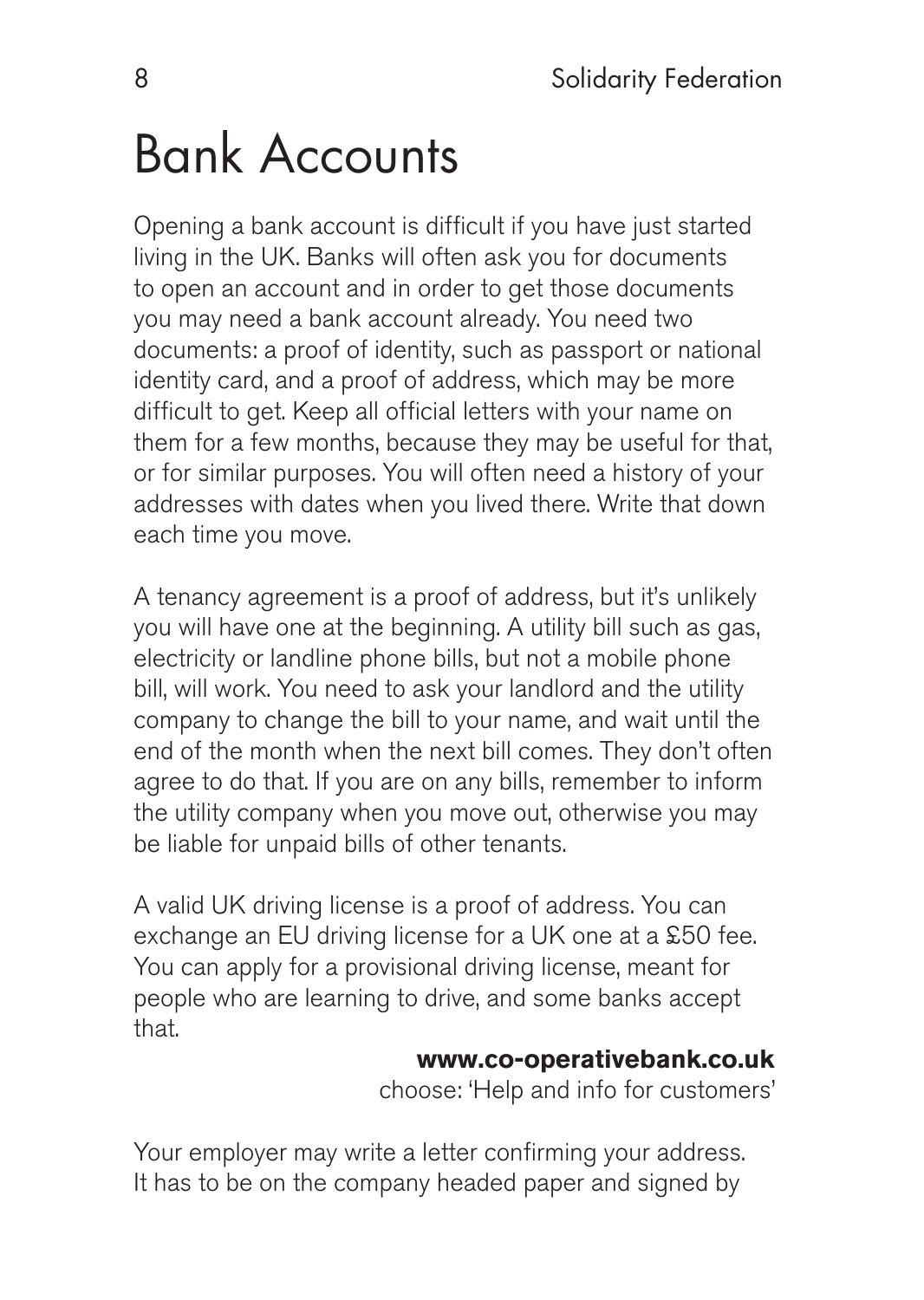# Bank Accounts

Opening a bank account is difficult if you have just started living in the UK. Banks will often ask you for documents to open an account and in order to get those documents you may need a bank account already. You need two documents: a proof of identity, such as passport or national identity card, and a proof of address, which may be more difficult to get. Keep all official letters with your name on them for a few months, because they may be useful for that, or for similar purposes. You will often need a history of your addresses with dates when you lived there. Write that down each time you move.

A tenancy agreement is a proof of address, but it's unlikely you will have one at the beginning. A utility bill such as gas, electricity or landline phone bills, but not a mobile phone bill, will work. You need to ask your landlord and the utility company to change the bill to your name, and wait until the end of the month when the next bill comes. They don't often agree to do that. If you are on any bills, remember to inform the utility company when you move out, otherwise you may be liable for unpaid bills of other tenants.

A valid UK driving license is a proof of address. You can exchange an EU driving license for a UK one at a £50 fee. You can apply for a provisional driving license, meant for people who are learning to drive, and some banks accept that.

**www.co-operativebank.co.uk**
choose: 'Help and info for customers'

Your employer may write a letter confirming your address. It has to be on the company headed paper and signed by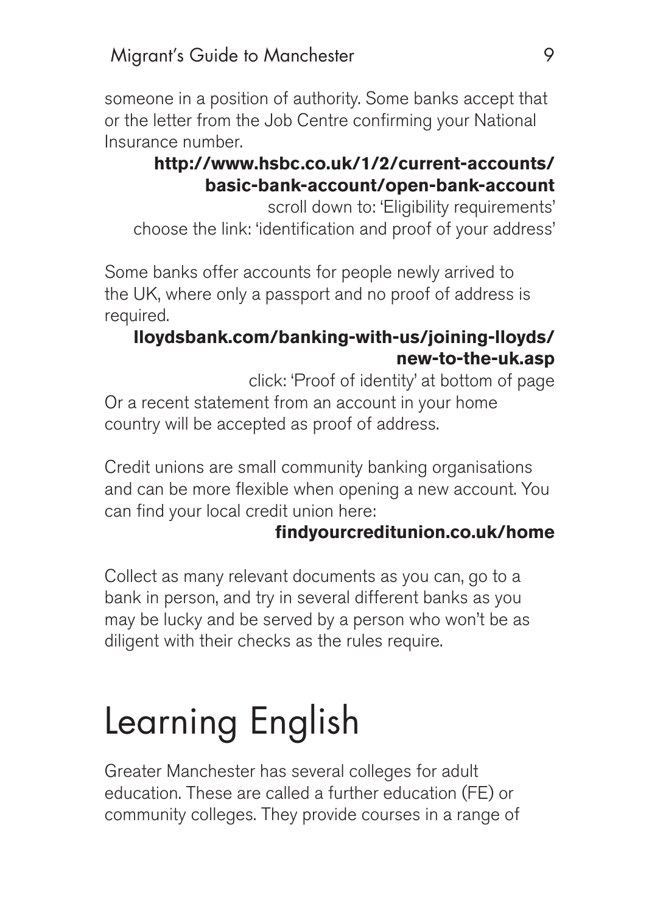someone in a position of authority. Some banks accept that or the letter from the Job Centre confirming your National Insurance number.

**http://www.hsbc.co.uk/1/2/current-accounts/basic-bank-account/open-bank-account**

scroll down to: 'Eligibility requirements'
choose the link: 'identification and proof of your address'

Some banks offer accounts for people newly arrived to the UK, where only a passport and no proof of address is required.

**lloydsbank.com/banking-with-us/joining-lloyds/new-to-the-uk.asp**

click: 'Proof of identity' at bottom of page

Or a recent statement from an account in your home country will be accepted as proof of address.

Credit unions are small community banking organisations and can be more flexible when opening a new account. You can find your local credit union here:

**findyourcreditunion.co.uk/home**

Collect as many relevant documents as you can, go to a bank in person, and try in several different banks as you may be lucky and be served by a person who won't be as diligent with their checks as the rules require.

# Learning English

Greater Manchester has several colleges for adult education. These are called a further education (FE) or community colleges. They provide courses in a range of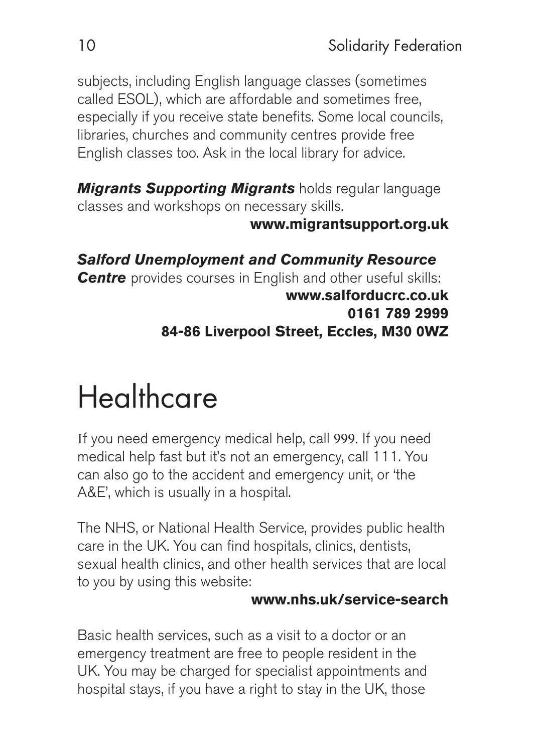subjects, including English language classes (sometimes called ESOL), which are affordable and sometimes free, especially if you receive state benefits. Some local councils, libraries, churches and community centres provide free English classes too. Ask in the local library for advice.

***Migrants Supporting Migrants*** holds regular language classes and workshops on necessary skills.

**www.migrantsupport.org.uk**

***Salford Unemployment and Community Resource Centre*** provides courses in English and other useful skills:

**www.salforducrc.co.uk**
**0161 789 2999**
**84-86 Liverpool Street, Eccles, M30 0WZ**

# Healthcare

If you need emergency medical help, call 999. If you need medical help fast but it's not an emergency, call 111. You can also go to the accident and emergency unit, or 'the A&E', which is usually in a hospital.

The NHS, or National Health Service, provides public health care in the UK. You can find hospitals, clinics, dentists, sexual health clinics, and other health services that are local to you by using this website:

**www.nhs.uk/service-search**

Basic health services, such as a visit to a doctor or an emergency treatment are free to people resident in the UK. You may be charged for specialist appointments and hospital stays, if you have a right to stay in the UK, those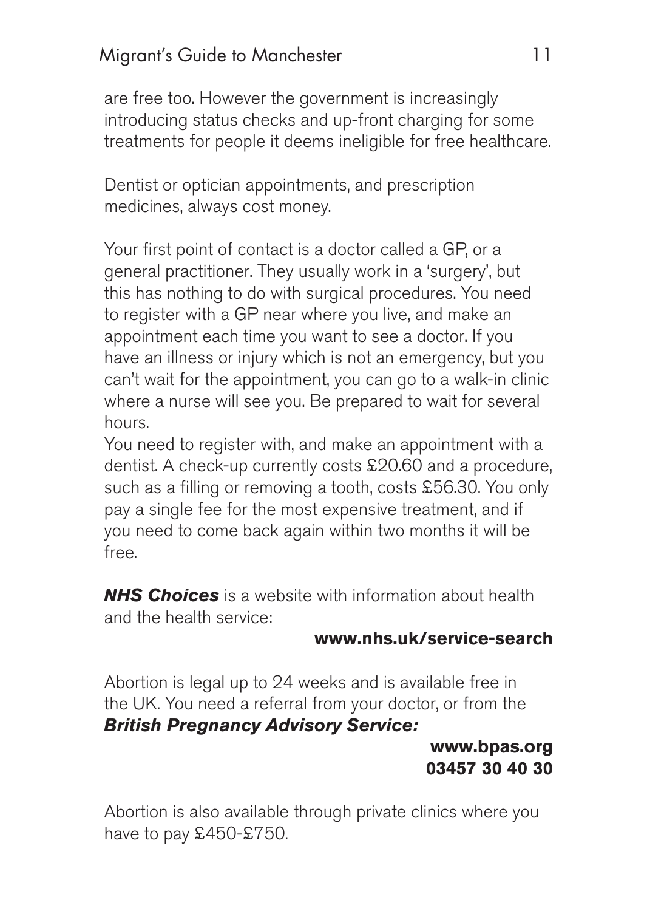are free too. However the government is increasingly introducing status checks and up-front charging for some treatments for people it deems ineligible for free healthcare.

Dentist or optician appointments, and prescription medicines, always cost money.

Your first point of contact is a doctor called a GP, or a general practitioner. They usually work in a 'surgery', but this has nothing to do with surgical procedures. You need to register with a GP near where you live, and make an appointment each time you want to see a doctor. If you have an illness or injury which is not an emergency, but you can't wait for the appointment, you can go to a walk-in clinic where a nurse will see you. Be prepared to wait for several hours.

You need to register with, and make an appointment with a dentist. A check-up currently costs £20.60 and a procedure, such as a filling or removing a tooth, costs £56.30. You only pay a single fee for the most expensive treatment, and if you need to come back again within two months it will be free.

***NHS Choices*** is a website with information about health and the health service:

**www.nhs.uk/service-search**

Abortion is legal up to 24 weeks and is available free in the UK. You need a referral from your doctor, or from the ***British Pregnancy Advisory Service:***

**www.bpas.org**
**03457 30 40 30**

Abortion is also available through private clinics where you have to pay £450-£750.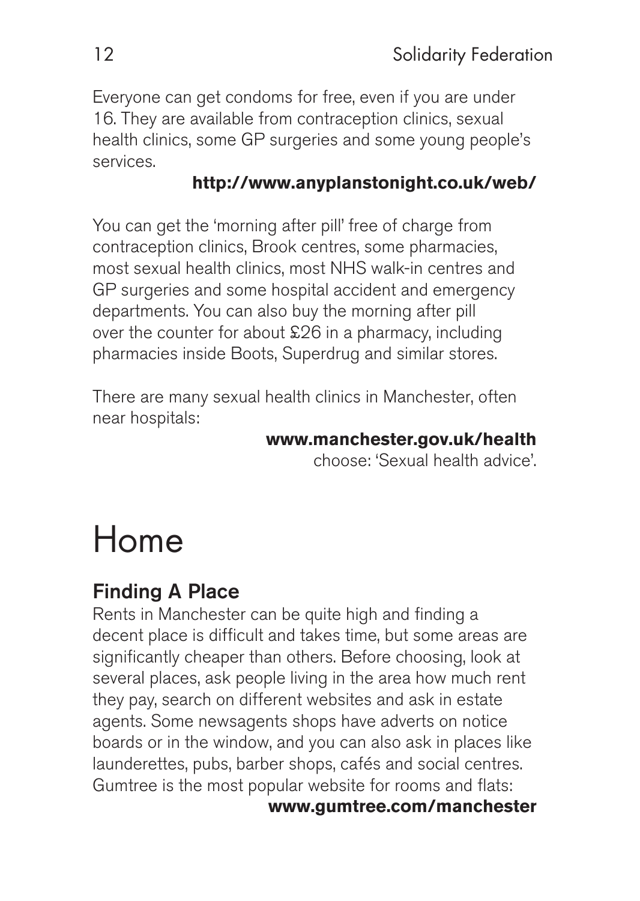Everyone can get condoms for free, even if you are under 16. They are available from contraception clinics, sexual health clinics, some GP surgeries and some young people's services.

**http://www.anyplanstonight.co.uk/web/**

You can get the 'morning after pill' free of charge from contraception clinics, Brook centres, some pharmacies, most sexual health clinics, most NHS walk-in centres and GP surgeries and some hospital accident and emergency departments. You can also buy the morning after pill over the counter for about £26 in a pharmacy, including pharmacies inside Boots, Superdrug and similar stores.

There are many sexual health clinics in Manchester, often near hospitals:

**www.manchester.gov.uk/health**
choose: 'Sexual health advice'.

# Home

## Finding A Place

Rents in Manchester can be quite high and finding a decent place is difficult and takes time, but some areas are significantly cheaper than others. Before choosing, look at several places, ask people living in the area how much rent they pay, search on different websites and ask in estate agents. Some newsagents shops have adverts on notice boards or in the window, and you can also ask in places like launderettes, pubs, barber shops, cafés and social centres. Gumtree is the most popular website for rooms and flats:

**www.gumtree.com/manchester**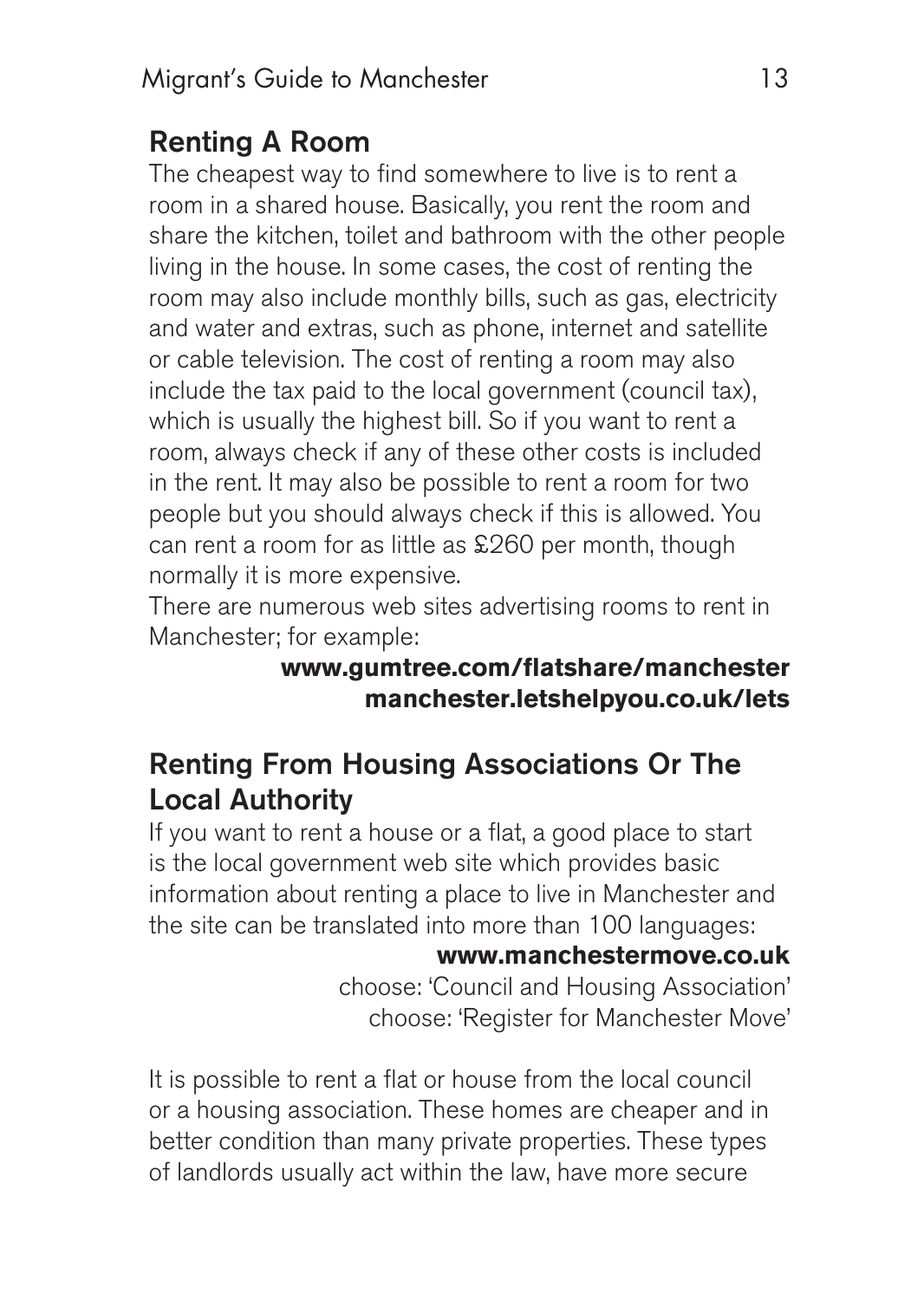## Renting A Room

The cheapest way to find somewhere to live is to rent a room in a shared house. Basically, you rent the room and share the kitchen, toilet and bathroom with the other people living in the house. In some cases, the cost of renting the room may also include monthly bills, such as gas, electricity and water and extras, such as phone, internet and satellite or cable television. The cost of renting a room may also include the tax paid to the local government (council tax), which is usually the highest bill. So if you want to rent a room, always check if any of these other costs is included in the rent. It may also be possible to rent a room for two people but you should always check if this is allowed. You can rent a room for as little as £260 per month, though normally it is more expensive.

There are numerous web sites advertising rooms to rent in Manchester; for example:

**www.gumtree.com/flatshare/manchester**
**manchester.letshelpyou.co.uk/lets**

## Renting From Housing Associations Or The Local Authority

If you want to rent a house or a flat, a good place to start is the local government web site which provides basic information about renting a place to live in Manchester and the site can be translated into more than 100 languages:

**www.manchestermove.co.uk**
choose: 'Council and Housing Association'
choose: 'Register for Manchester Move'

It is possible to rent a flat or house from the local council or a housing association. These homes are cheaper and in better condition than many private properties. These types of landlords usually act within the law, have more secure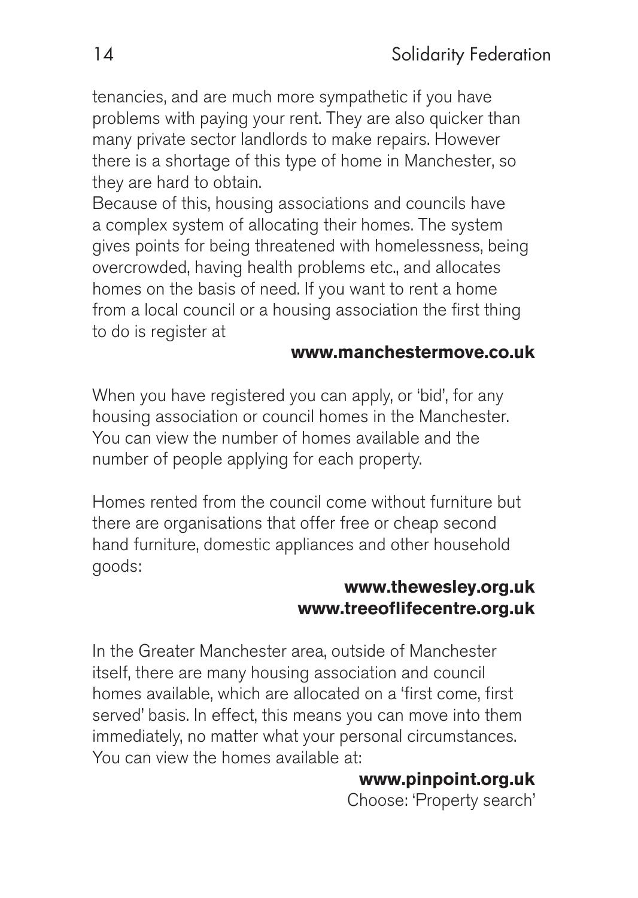tenancies, and are much more sympathetic if you have problems with paying your rent. They are also quicker than many private sector landlords to make repairs. However there is a shortage of this type of home in Manchester, so they are hard to obtain.

Because of this, housing associations and councils have a complex system of allocating their homes. The system gives points for being threatened with homelessness, being overcrowded, having health problems etc., and allocates homes on the basis of need. If you want to rent a home from a local council or a housing association the first thing to do is register at

**www.manchestermove.co.uk**

When you have registered you can apply, or 'bid', for any housing association or council homes in the Manchester. You can view the number of homes available and the number of people applying for each property.

Homes rented from the council come without furniture but there are organisations that offer free or cheap second hand furniture, domestic appliances and other household goods:

**www.thewesley.org.uk**
**www.treeoflifecentre.org.uk**

In the Greater Manchester area, outside of Manchester itself, there are many housing association and council homes available, which are allocated on a 'first come, first served' basis. In effect, this means you can move into them immediately, no matter what your personal circumstances. You can view the homes available at:

**www.pinpoint.org.uk**
Choose: 'Property search'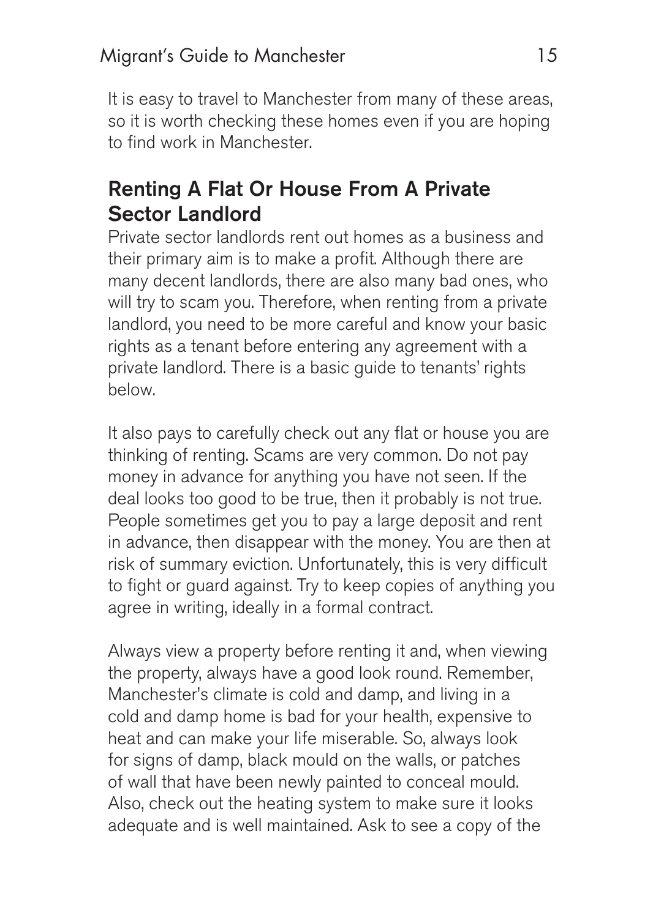It is easy to travel to Manchester from many of these areas, so it is worth checking these homes even if you are hoping to find work in Manchester.

## Renting A Flat Or House From A Private Sector Landlord

Private sector landlords rent out homes as a business and their primary aim is to make a profit. Although there are many decent landlords, there are also many bad ones, who will try to scam you. Therefore, when renting from a private landlord, you need to be more careful and know your basic rights as a tenant before entering any agreement with a private landlord. There is a basic guide to tenants' rights below.

It also pays to carefully check out any flat or house you are thinking of renting. Scams are very common. Do not pay money in advance for anything you have not seen. If the deal looks too good to be true, then it probably is not true. People sometimes get you to pay a large deposit and rent in advance, then disappear with the money. You are then at risk of summary eviction. Unfortunately, this is very difficult to fight or guard against. Try to keep copies of anything you agree in writing, ideally in a formal contract.

Always view a property before renting it and, when viewing the property, always have a good look round. Remember, Manchester's climate is cold and damp, and living in a cold and damp home is bad for your health, expensive to heat and can make your life miserable. So, always look for signs of damp, black mould on the walls, or patches of wall that have been newly painted to conceal mould. Also, check out the heating system to make sure it looks adequate and is well maintained. Ask to see a copy of the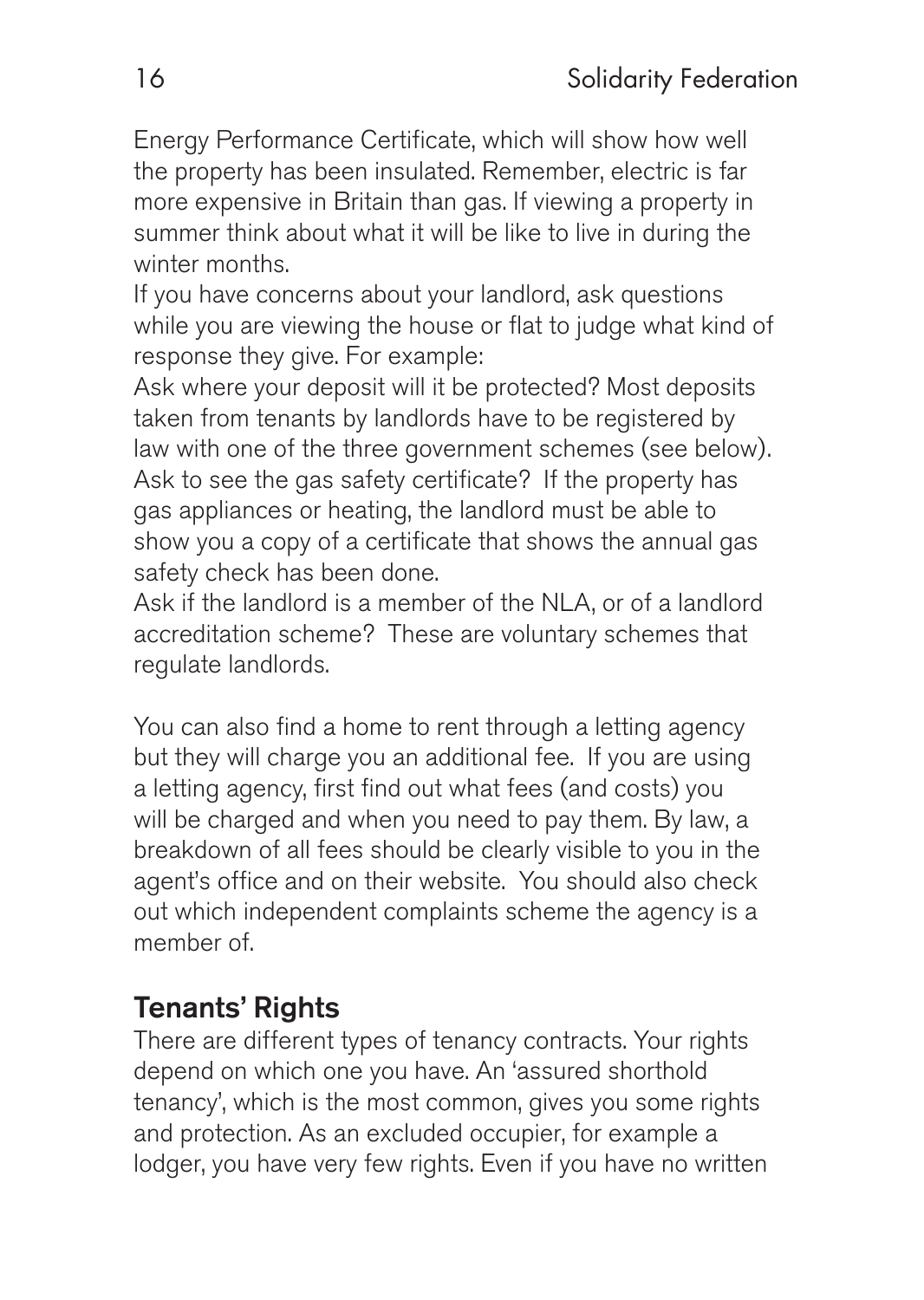Energy Performance Certificate, which will show how well the property has been insulated. Remember, electric is far more expensive in Britain than gas. If viewing a property in summer think about what it will be like to live in during the winter months.

If you have concerns about your landlord, ask questions while you are viewing the house or flat to judge what kind of response they give. For example:

Ask where your deposit will it be protected? Most deposits taken from tenants by landlords have to be registered by law with one of the three government schemes (see below).

Ask to see the gas safety certificate? If the property has gas appliances or heating, the landlord must be able to show you a copy of a certificate that shows the annual gas safety check has been done.

Ask if the landlord is a member of the NLA, or of a landlord accreditation scheme? These are voluntary schemes that regulate landlords.

You can also find a home to rent through a letting agency but they will charge you an additional fee. If you are using a letting agency, first find out what fees (and costs) you will be charged and when you need to pay them. By law, a breakdown of all fees should be clearly visible to you in the agent's office and on their website. You should also check out which independent complaints scheme the agency is a member of.

## Tenants' Rights

There are different types of tenancy contracts. Your rights depend on which one you have. An 'assured shorthold tenancy', which is the most common, gives you some rights and protection. As an excluded occupier, for example a lodger, you have very few rights. Even if you have no written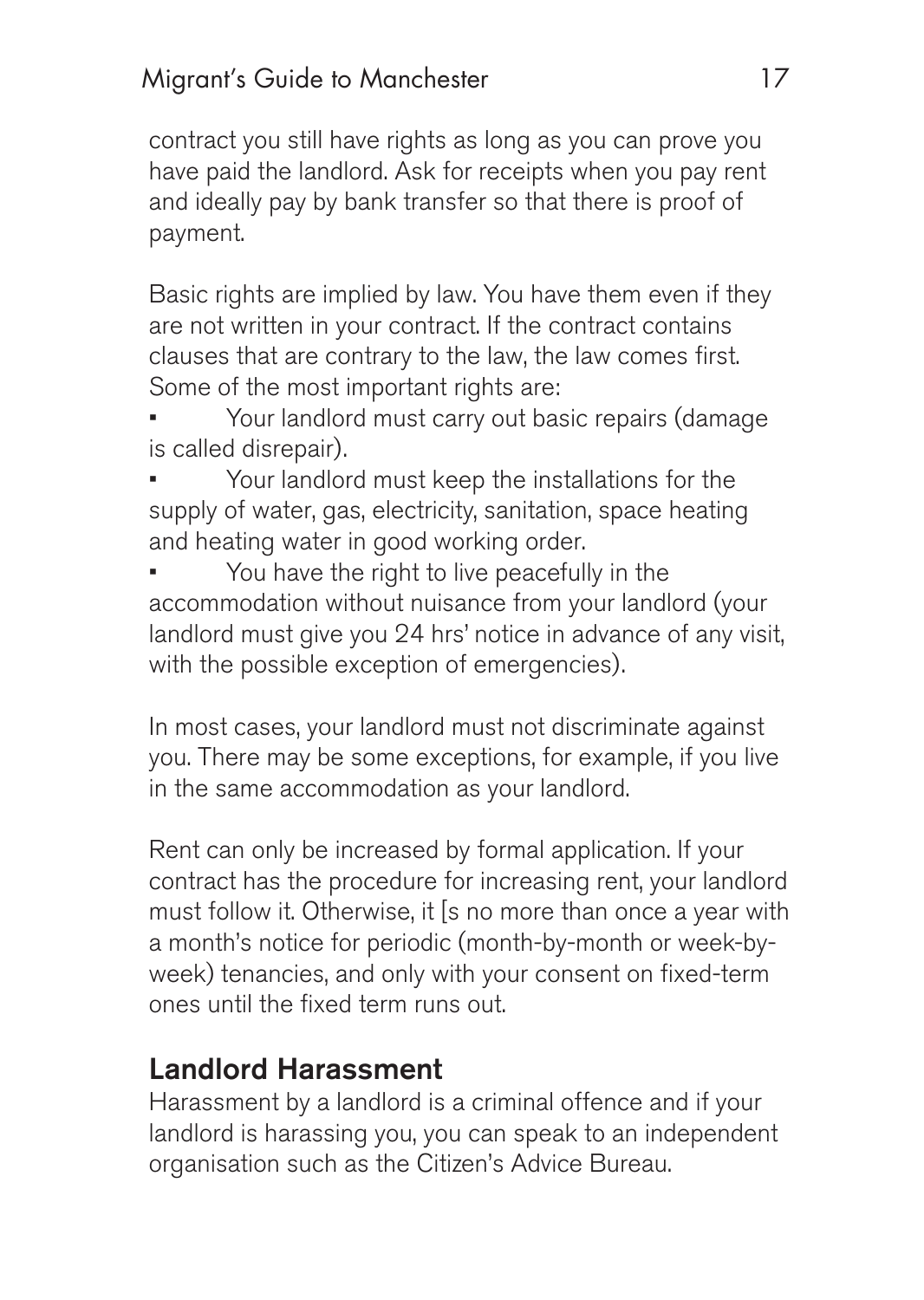contract you still have rights as long as you can prove you have paid the landlord. Ask for receipts when you pay rent and ideally pay by bank transfer so that there is proof of payment.

Basic rights are implied by law. You have them even if they are not written in your contract. If the contract contains clauses that are contrary to the law, the law comes first. Some of the most important rights are:

- Your landlord must carry out basic repairs (damage is called disrepair).
- Your landlord must keep the installations for the supply of water, gas, electricity, sanitation, space heating and heating water in good working order.
- You have the right to live peacefully in the accommodation without nuisance from your landlord (your landlord must give you 24 hrs' notice in advance of any visit, with the possible exception of emergencies).

In most cases, your landlord must not discriminate against you. There may be some exceptions, for example, if you live in the same accommodation as your landlord.

Rent can only be increased by formal application. If your contract has the procedure for increasing rent, your landlord must follow it. Otherwise, it [s no more than once a year with a month's notice for periodic (month-by-month or week-by-week) tenancies, and only with your consent on fixed-term ones until the fixed term runs out.

## Landlord Harassment

Harassment by a landlord is a criminal offence and if your landlord is harassing you, you can speak to an independent organisation such as the Citizen's Advice Bureau.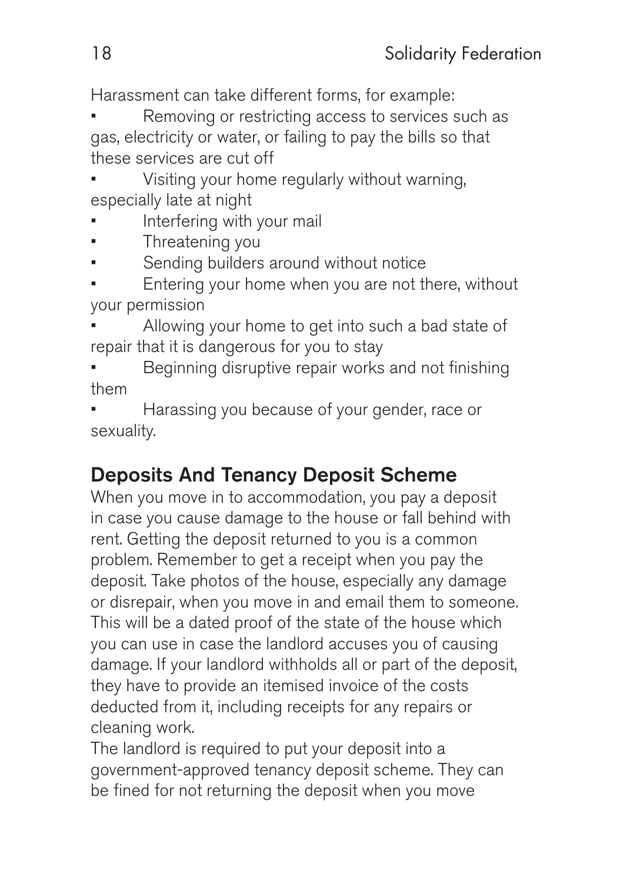Harassment can take different forms, for example:

- Removing or restricting access to services such as gas, electricity or water, or failing to pay the bills so that these services are cut off
- Visiting your home regularly without warning, especially late at night
- Interfering with your mail
- Threatening you
- Sending builders around without notice
- Entering your home when you are not there, without your permission
- Allowing your home to get into such a bad state of repair that it is dangerous for you to stay
- Beginning disruptive repair works and not finishing them
- Harassing you because of your gender, race or sexuality.

## Deposits And Tenancy Deposit Scheme

When you move in to accommodation, you pay a deposit in case you cause damage to the house or fall behind with rent. Getting the deposit returned to you is a common problem. Remember to get a receipt when you pay the deposit. Take photos of the house, especially any damage or disrepair, when you move in and email them to someone. This will be a dated proof of the state of the house which you can use in case the landlord accuses you of causing damage. If your landlord withholds all or part of the deposit, they have to provide an itemised invoice of the costs deducted from it, including receipts for any repairs or cleaning work.

The landlord is required to put your deposit into a government-approved tenancy deposit scheme. They can be fined for not returning the deposit when you move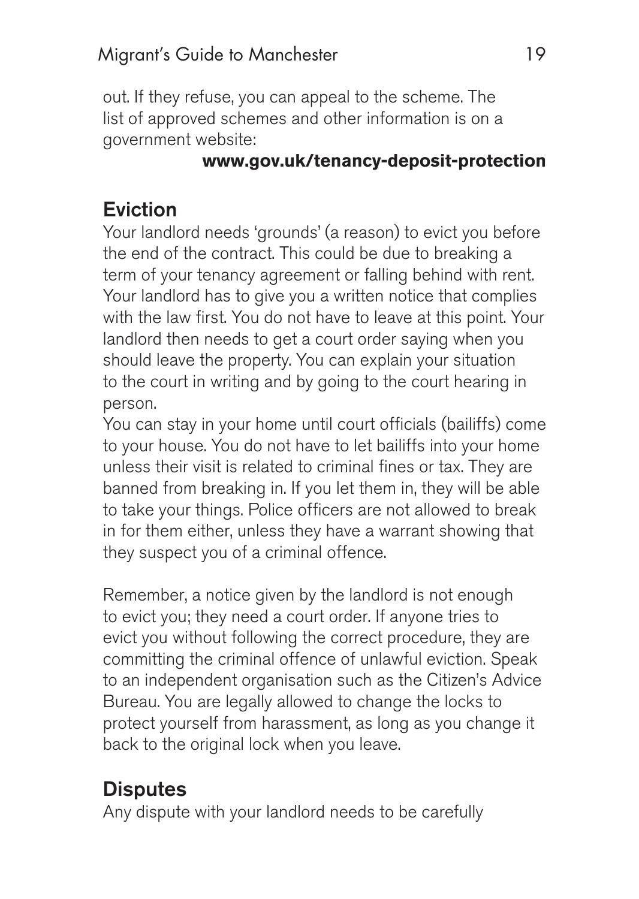out. If they refuse, you can appeal to the scheme. The list of approved schemes and other information is on a government website:

**www.gov.uk/tenancy-deposit-protection**

## Eviction

Your landlord needs 'grounds' (a reason) to evict you before the end of the contract. This could be due to breaking a term of your tenancy agreement or falling behind with rent. Your landlord has to give you a written notice that complies with the law first. You do not have to leave at this point. Your landlord then needs to get a court order saying when you should leave the property. You can explain your situation to the court in writing and by going to the court hearing in person.

You can stay in your home until court officials (bailiffs) come to your house. You do not have to let bailiffs into your home unless their visit is related to criminal fines or tax. They are banned from breaking in. If you let them in, they will be able to take your things. Police officers are not allowed to break in for them either, unless they have a warrant showing that they suspect you of a criminal offence.

Remember, a notice given by the landlord is not enough to evict you; they need a court order. If anyone tries to evict you without following the correct procedure, they are committing the criminal offence of unlawful eviction. Speak to an independent organisation such as the Citizen's Advice Bureau. You are legally allowed to change the locks to protect yourself from harassment, as long as you change it back to the original lock when you leave.

## Disputes

Any dispute with your landlord needs to be carefully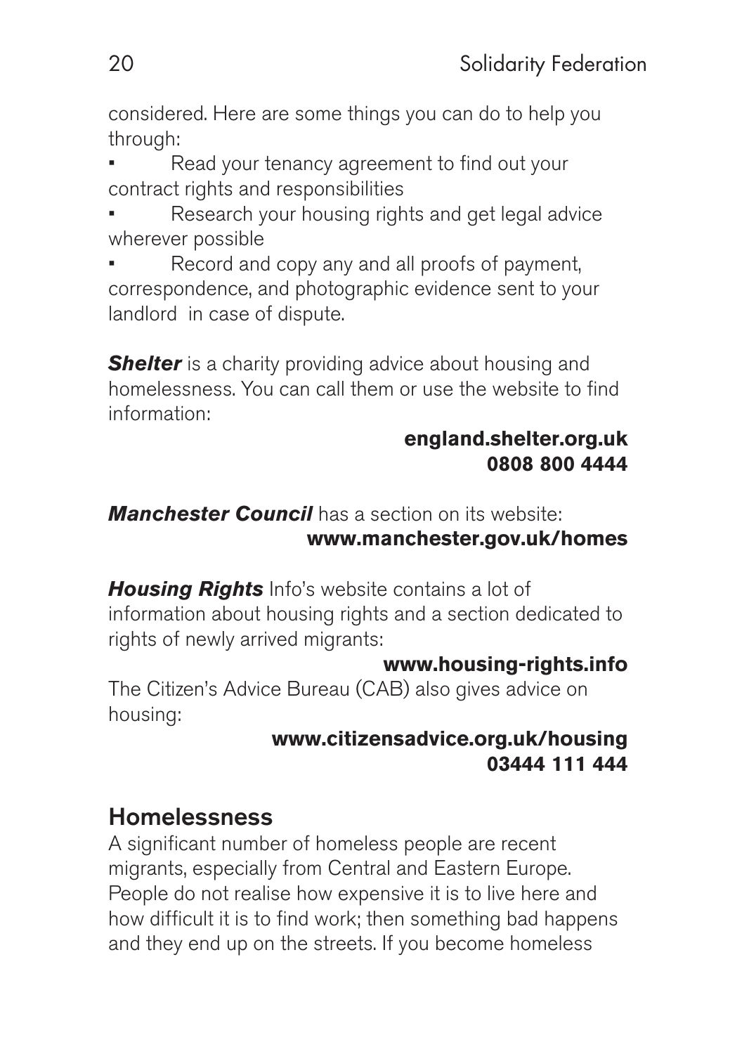considered. Here are some things you can do to help you through:

- Read your tenancy agreement to find out your contract rights and responsibilities
- Research your housing rights and get legal advice wherever possible
- Record and copy any and all proofs of payment, correspondence, and photographic evidence sent to your landlord in case of dispute.

***Shelter*** is a charity providing advice about housing and homelessness. You can call them or use the website to find information:

**england.shelter.org.uk**
**0808 800 4444**

***Manchester Council*** has a section on its website:
**www.manchester.gov.uk/homes**

***Housing Rights*** Info's website contains a lot of information about housing rights and a section dedicated to rights of newly arrived migrants:

**www.housing-rights.info**

The Citizen's Advice Bureau (CAB) also gives advice on housing:

**www.citizensadvice.org.uk/housing**
**03444 111 444**

## Homelessness

A significant number of homeless people are recent migrants, especially from Central and Eastern Europe. People do not realise how expensive it is to live here and how difficult it is to find work; then something bad happens and they end up on the streets. If you become homeless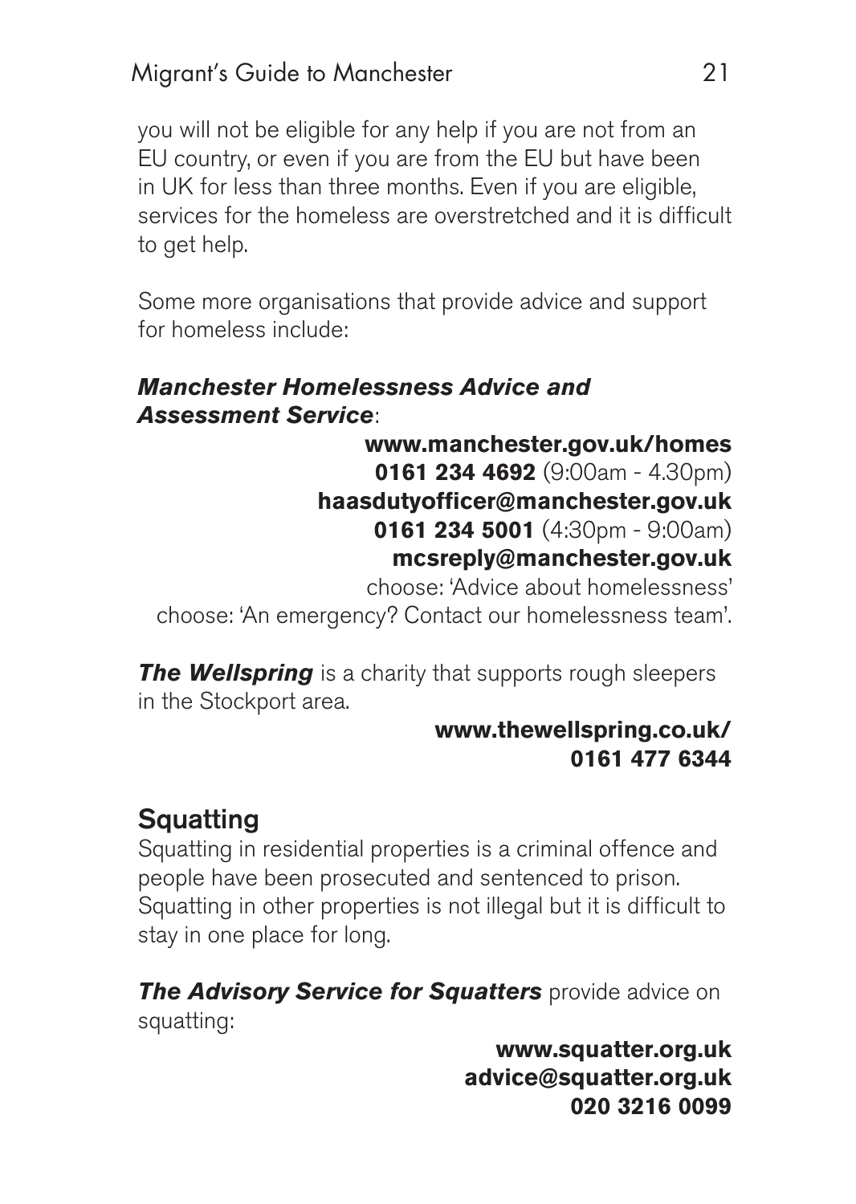you will not be eligible for any help if you are not from an EU country, or even if you are from the EU but have been in UK for less than three months. Even if you are eligible, services for the homeless are overstretched and it is difficult to get help.

Some more organisations that provide advice and support for homeless include:

***Manchester Homelessness Advice and Assessment Service***:

**www.manchester.gov.uk/homes**
**0161 234 4692** (9:00am - 4.30pm)
**haasdutyofficer@manchester.gov.uk**
**0161 234 5001** (4:30pm - 9:00am)
**mcsreply@manchester.gov.uk**
choose: 'Advice about homelessness'
choose: 'An emergency? Contact our homelessness team'.

***The Wellspring*** is a charity that supports rough sleepers in the Stockport area.

**www.thewellspring.co.uk/**
**0161 477 6344**

## Squatting

Squatting in residential properties is a criminal offence and people have been prosecuted and sentenced to prison. Squatting in other properties is not illegal but it is difficult to stay in one place for long.

***The Advisory Service for Squatters*** provide advice on squatting:

**www.squatter.org.uk**
**advice@squatter.org.uk**
**020 3216 0099**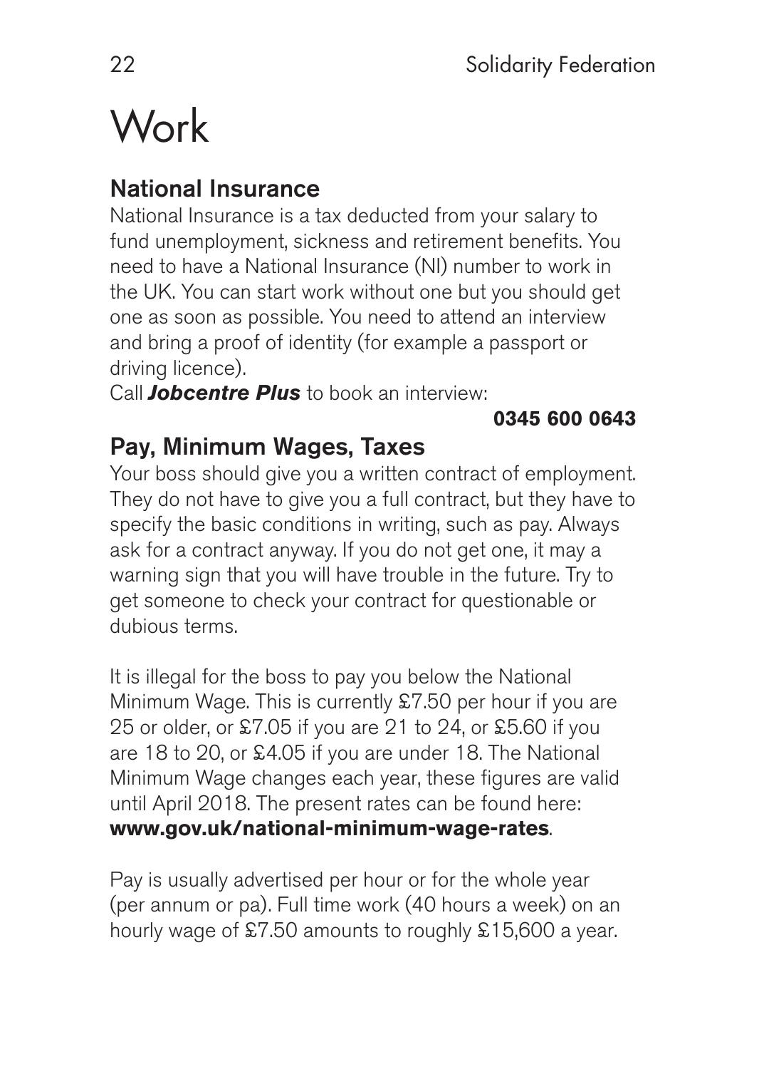# Work

## National Insurance

National Insurance is a tax deducted from your salary to fund unemployment, sickness and retirement benefits. You need to have a National Insurance (NI) number to work in the UK. You can start work without one but you should get one as soon as possible. You need to attend an interview and bring a proof of identity (for example a passport or driving licence).

Call ***Jobcentre Plus*** to book an interview:

**0345 600 0643**

## Pay, Minimum Wages, Taxes

Your boss should give you a written contract of employment. They do not have to give you a full contract, but they have to specify the basic conditions in writing, such as pay. Always ask for a contract anyway. If you do not get one, it may a warning sign that you will have trouble in the future. Try to get someone to check your contract for questionable or dubious terms.

It is illegal for the boss to pay you below the National Minimum Wage. This is currently £7.50 per hour if you are 25 or older, or £7.05 if you are 21 to 24, or £5.60 if you are 18 to 20, or £4.05 if you are under 18. The National Minimum Wage changes each year, these figures are valid until April 2018. The present rates can be found here: **www.gov.uk/national-minimum-wage-rates**.

Pay is usually advertised per hour or for the whole year (per annum or pa). Full time work (40 hours a week) on an hourly wage of £7.50 amounts to roughly £15,600 a year.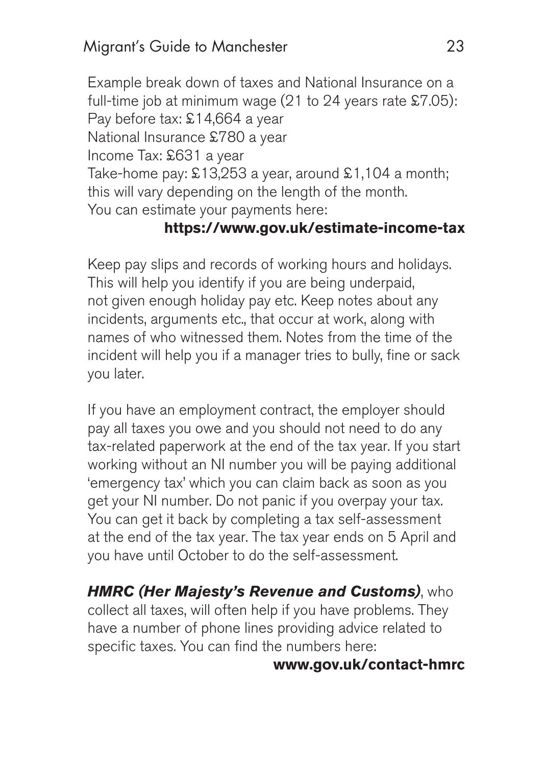Example break down of taxes and National Insurance on a full-time job at minimum wage (21 to 24 years rate £7.05):
Pay before tax: £14,664 a year
National Insurance £780 a year
Income Tax: £631 a year
Take-home pay: £13,253 a year, around £1,104 a month; this will vary depending on the length of the month.
You can estimate your payments here:
**https://www.gov.uk/estimate-income-tax**

Keep pay slips and records of working hours and holidays. This will help you identify if you are being underpaid, not given enough holiday pay etc. Keep notes about any incidents, arguments etc., that occur at work, along with names of who witnessed them. Notes from the time of the incident will help you if a manager tries to bully, fine or sack you later.

If you have an employment contract, the employer should pay all taxes you owe and you should not need to do any tax-related paperwork at the end of the tax year. If you start working without an NI number you will be paying additional 'emergency tax' which you can claim back as soon as you get your NI number. Do not panic if you overpay your tax. You can get it back by completing a tax self-assessment at the end of the tax year. The tax year ends on 5 April and you have until October to do the self-assessment.

***HMRC (Her Majesty's Revenue and Customs)***, who collect all taxes, will often help if you have problems. They have a number of phone lines providing advice related to specific taxes. You can find the numbers here:
**www.gov.uk/contact-hmrc**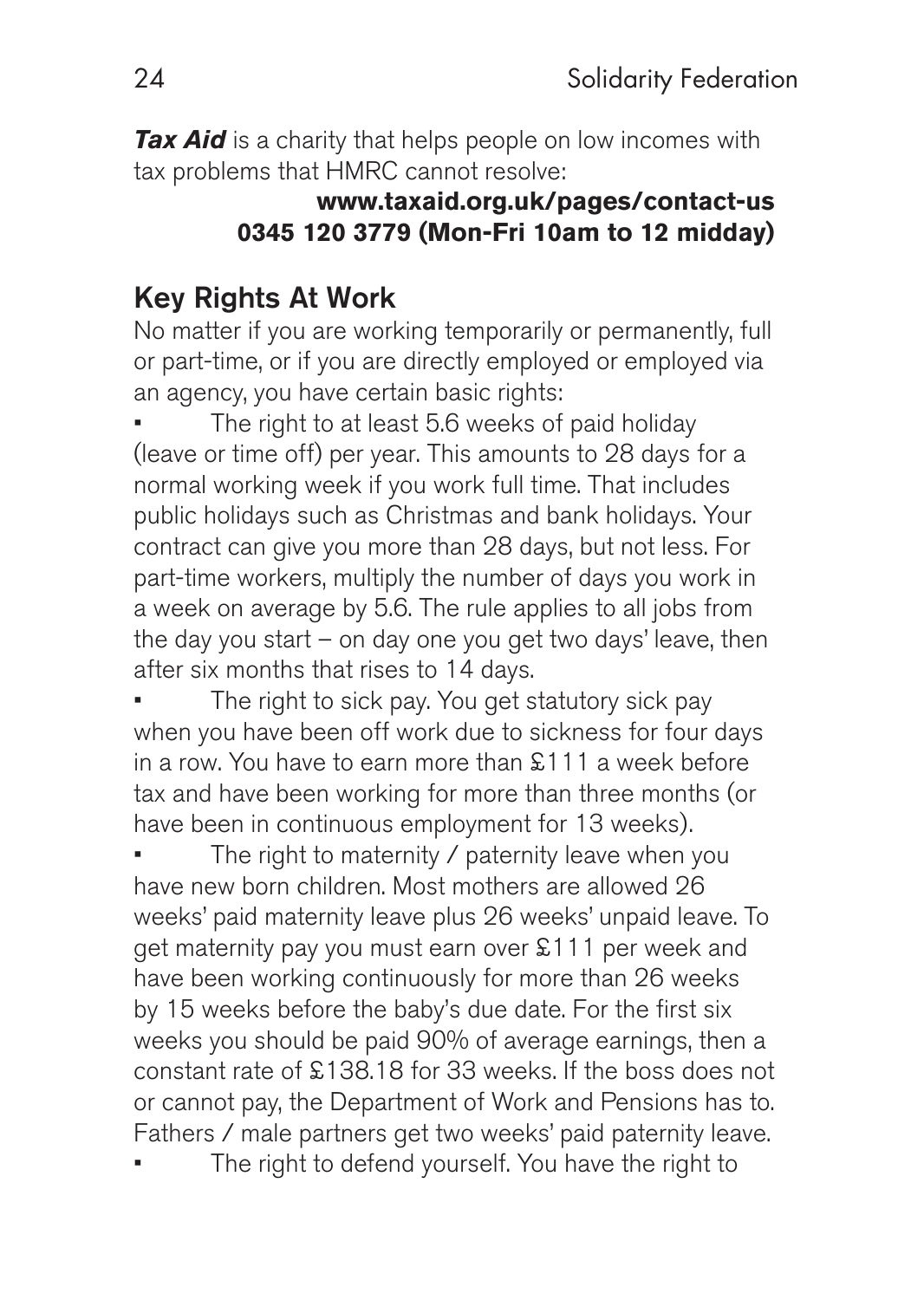***Tax Aid*** is a charity that helps people on low incomes with tax problems that HMRC cannot resolve:

**www.taxaid.org.uk/pages/contact-us**
**0345 120 3779 (Mon-Fri 10am to 12 midday)**

## Key Rights At Work

No matter if you are working temporarily or permanently, full or part-time, or if you are directly employed or employed via an agency, you have certain basic rights:

- The right to at least 5.6 weeks of paid holiday (leave or time off) per year. This amounts to 28 days for a normal working week if you work full time. That includes public holidays such as Christmas and bank holidays. Your contract can give you more than 28 days, but not less. For part-time workers, multiply the number of days you work in a week on average by 5.6. The rule applies to all jobs from the day you start – on day one you get two days' leave, then after six months that rises to 14 days.
- The right to sick pay. You get statutory sick pay when you have been off work due to sickness for four days in a row. You have to earn more than £111 a week before tax and have been working for more than three months (or have been in continuous employment for 13 weeks).
- The right to maternity / paternity leave when you have new born children. Most mothers are allowed 26 weeks' paid maternity leave plus 26 weeks' unpaid leave. To get maternity pay you must earn over £111 per week and have been working continuously for more than 26 weeks by 15 weeks before the baby's due date. For the first six weeks you should be paid 90% of average earnings, then a constant rate of £138.18 for 33 weeks. If the boss does not or cannot pay, the Department of Work and Pensions has to. Fathers / male partners get two weeks' paid paternity leave.
- The right to defend yourself. You have the right to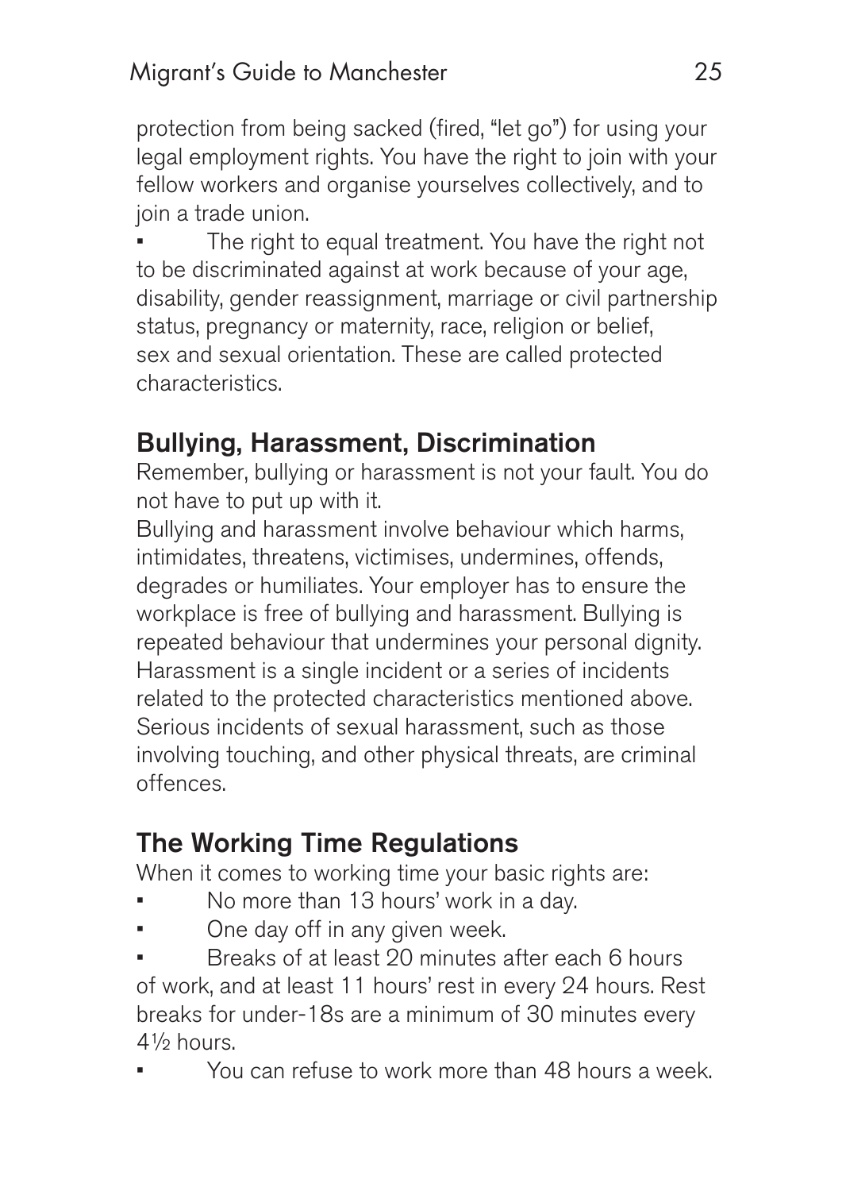protection from being sacked (fired, "let go") for using your legal employment rights. You have the right to join with your fellow workers and organise yourselves collectively, and to join a trade union.

- The right to equal treatment. You have the right not to be discriminated against at work because of your age, disability, gender reassignment, marriage or civil partnership status, pregnancy or maternity, race, religion or belief, sex and sexual orientation. These are called protected characteristics.

## Bullying, Harassment, Discrimination

Remember, bullying or harassment is not your fault. You do not have to put up with it.

Bullying and harassment involve behaviour which harms, intimidates, threatens, victimises, undermines, offends, degrades or humiliates. Your employer has to ensure the workplace is free of bullying and harassment. Bullying is repeated behaviour that undermines your personal dignity. Harassment is a single incident or a series of incidents related to the protected characteristics mentioned above. Serious incidents of sexual harassment, such as those involving touching, and other physical threats, are criminal offences.

## The Working Time Regulations

When it comes to working time your basic rights are:

- No more than 13 hours' work in a day.
- One day off in any given week.
- Breaks of at least 20 minutes after each 6 hours of work, and at least 11 hours' rest in every 24 hours. Rest breaks for under-18s are a minimum of 30 minutes every 4½ hours.
- You can refuse to work more than 48 hours a week.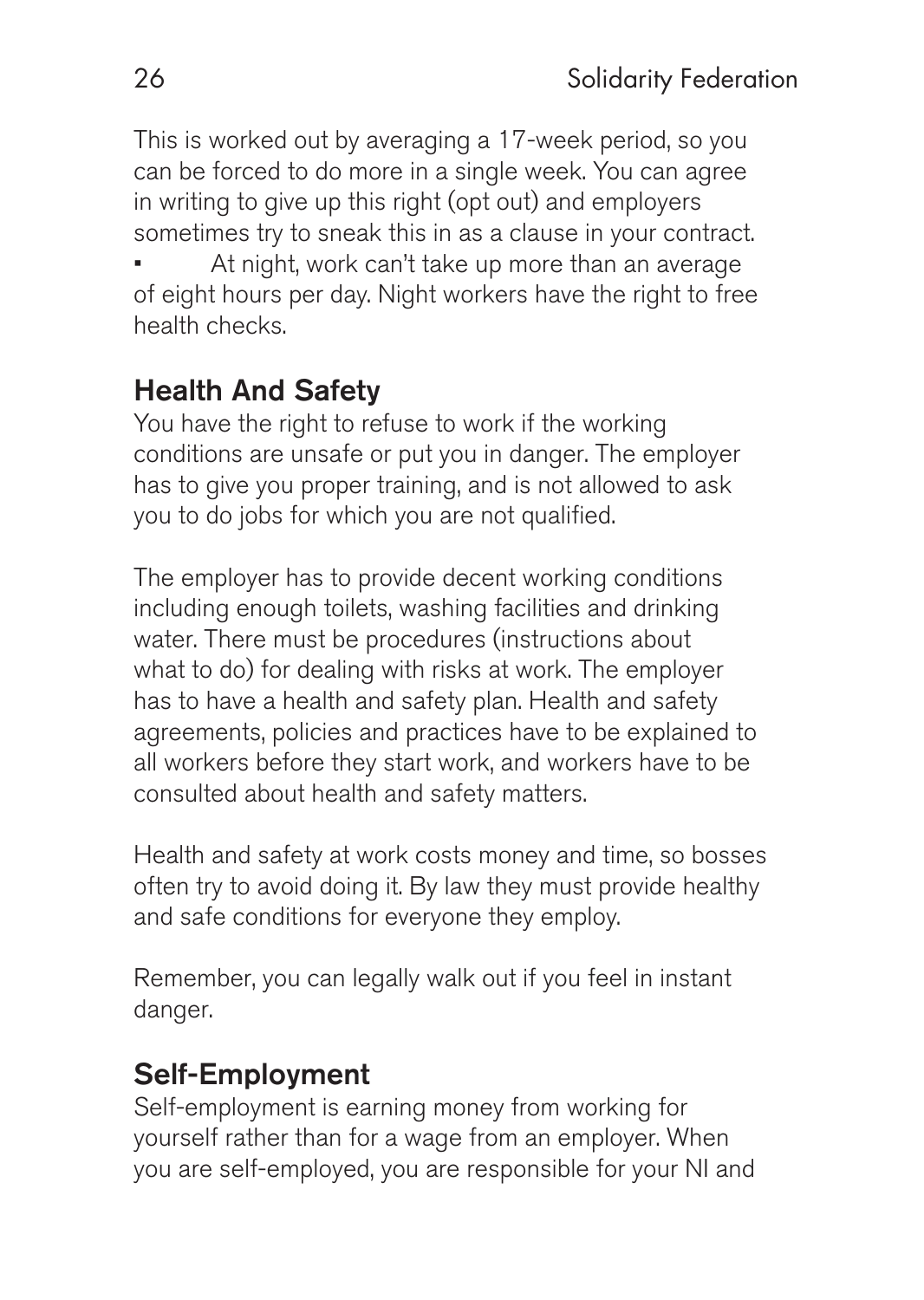This is worked out by averaging a 17-week period, so you can be forced to do more in a single week. You can agree in writing to give up this right (opt out) and employers sometimes try to sneak this in as a clause in your contract.

- At night, work can't take up more than an average of eight hours per day. Night workers have the right to free health checks.

## Health And Safety

You have the right to refuse to work if the working conditions are unsafe or put you in danger. The employer has to give you proper training, and is not allowed to ask you to do jobs for which you are not qualified.

The employer has to provide decent working conditions including enough toilets, washing facilities and drinking water. There must be procedures (instructions about what to do) for dealing with risks at work. The employer has to have a health and safety plan. Health and safety agreements, policies and practices have to be explained to all workers before they start work, and workers have to be consulted about health and safety matters.

Health and safety at work costs money and time, so bosses often try to avoid doing it. By law they must provide healthy and safe conditions for everyone they employ.

Remember, you can legally walk out if you feel in instant danger.

## Self-Employment

Self-employment is earning money from working for yourself rather than for a wage from an employer. When you are self-employed, you are responsible for your NI and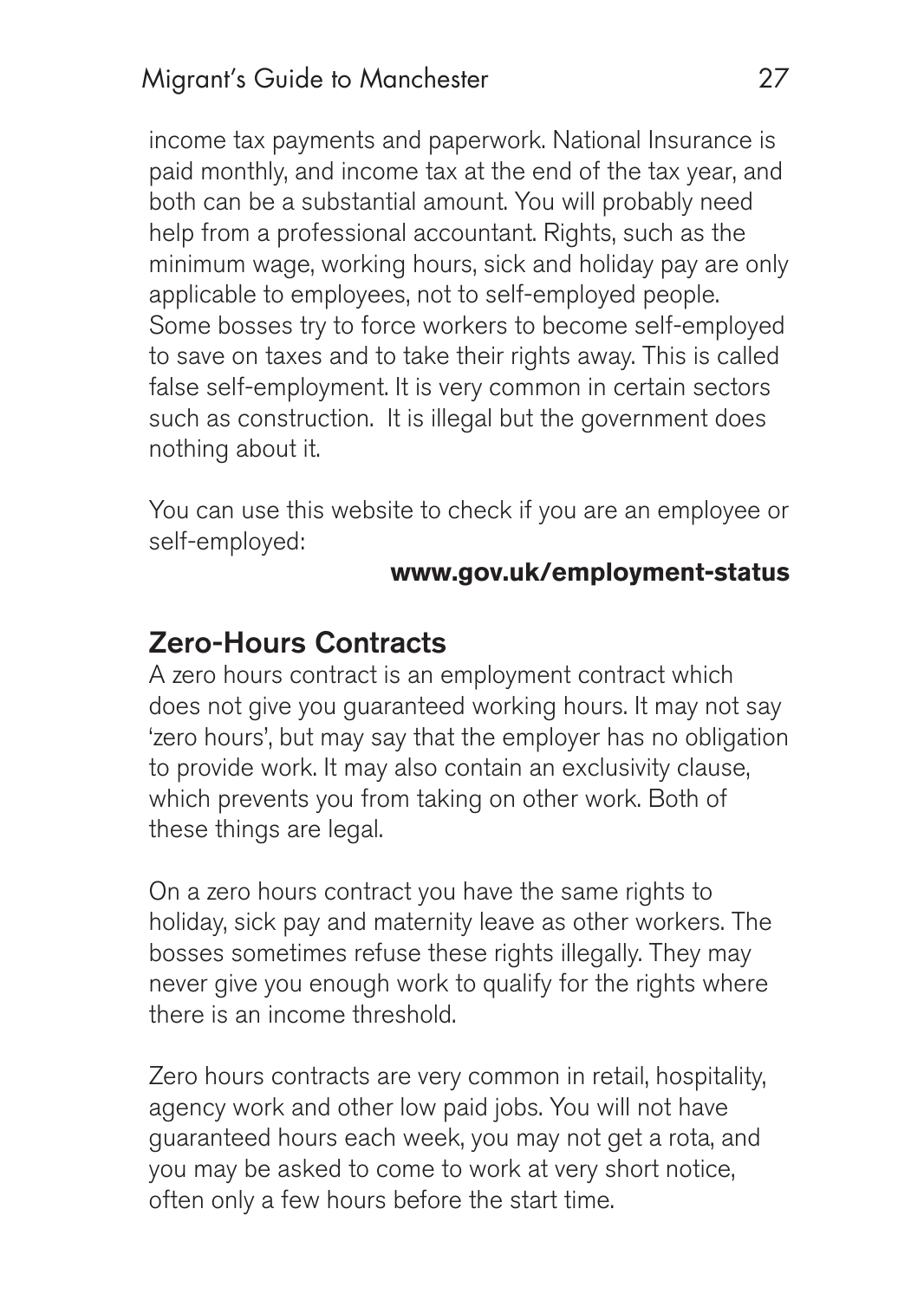income tax payments and paperwork. National Insurance is paid monthly, and income tax at the end of the tax year, and both can be a substantial amount. You will probably need help from a professional accountant. Rights, such as the minimum wage, working hours, sick and holiday pay are only applicable to employees, not to self-employed people. Some bosses try to force workers to become self-employed to save on taxes and to take their rights away. This is called false self-employment. It is very common in certain sectors such as construction.  It is illegal but the government does nothing about it.

You can use this website to check if you are an employee or self-employed:

**www.gov.uk/employment-status**

## Zero-Hours Contracts

A zero hours contract is an employment contract which does not give you guaranteed working hours. It may not say 'zero hours', but may say that the employer has no obligation to provide work. It may also contain an exclusivity clause, which prevents you from taking on other work. Both of these things are legal.

On a zero hours contract you have the same rights to holiday, sick pay and maternity leave as other workers. The bosses sometimes refuse these rights illegally. They may never give you enough work to qualify for the rights where there is an income threshold.

Zero hours contracts are very common in retail, hospitality, agency work and other low paid jobs. You will not have guaranteed hours each week, you may not get a rota, and you may be asked to come to work at very short notice, often only a few hours before the start time.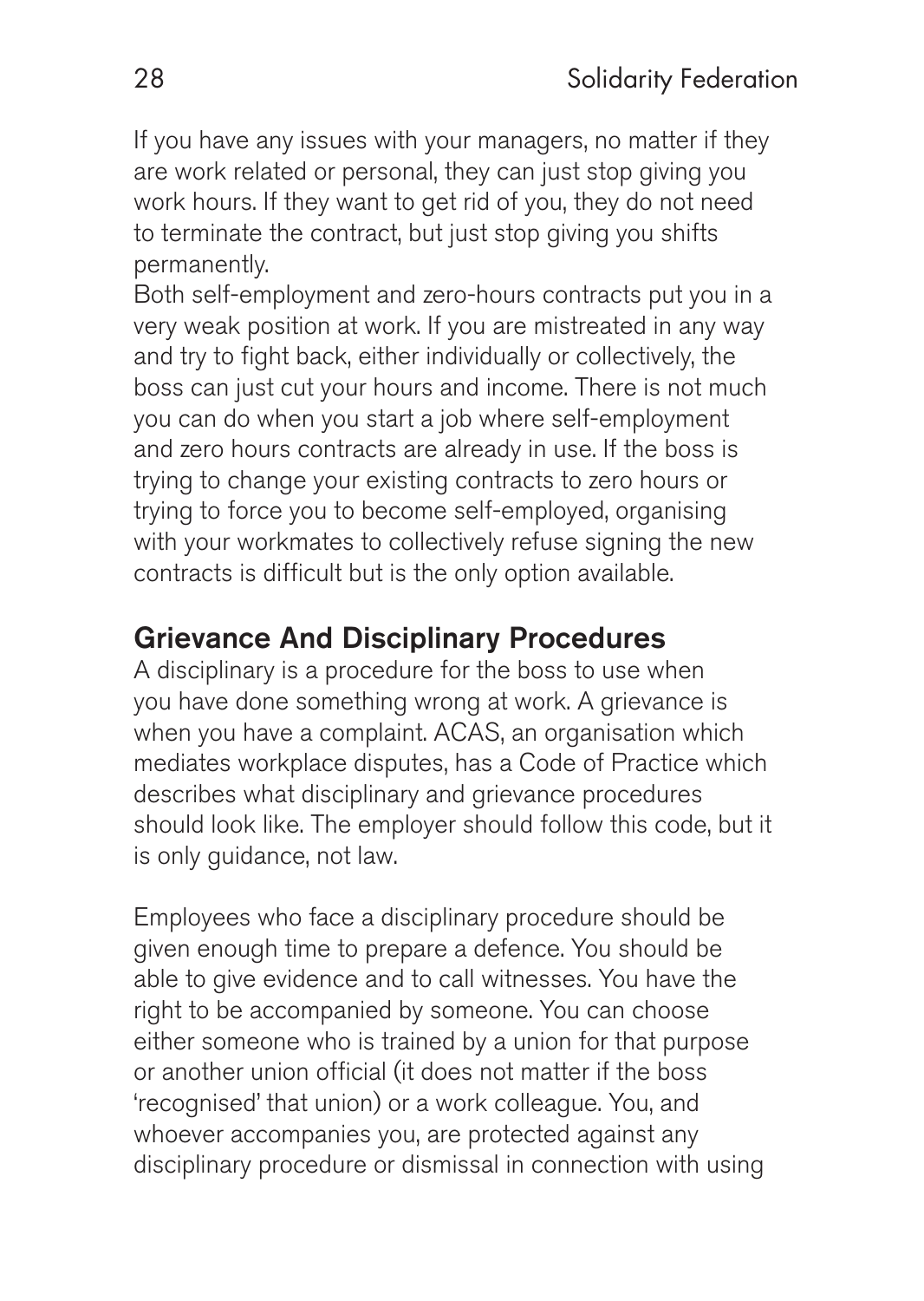If you have any issues with your managers, no matter if they are work related or personal, they can just stop giving you work hours. If they want to get rid of you, they do not need to terminate the contract, but just stop giving you shifts permanently.

Both self-employment and zero-hours contracts put you in a very weak position at work. If you are mistreated in any way and try to fight back, either individually or collectively, the boss can just cut your hours and income. There is not much you can do when you start a job where self-employment and zero hours contracts are already in use. If the boss is trying to change your existing contracts to zero hours or trying to force you to become self-employed, organising with your workmates to collectively refuse signing the new contracts is difficult but is the only option available.

## Grievance And Disciplinary Procedures

A disciplinary is a procedure for the boss to use when you have done something wrong at work. A grievance is when you have a complaint. ACAS, an organisation which mediates workplace disputes, has a Code of Practice which describes what disciplinary and grievance procedures should look like. The employer should follow this code, but it is only guidance, not law.

Employees who face a disciplinary procedure should be given enough time to prepare a defence. You should be able to give evidence and to call witnesses. You have the right to be accompanied by someone. You can choose either someone who is trained by a union for that purpose or another union official (it does not matter if the boss 'recognised' that union) or a work colleague. You, and whoever accompanies you, are protected against any disciplinary procedure or dismissal in connection with using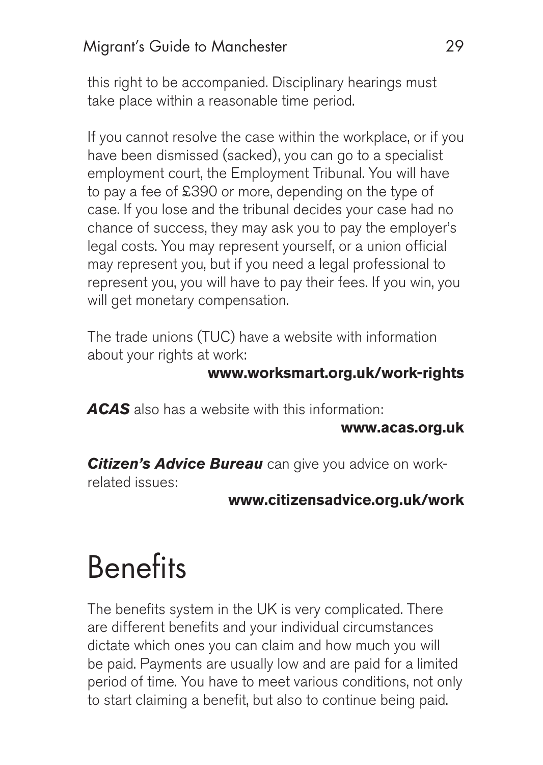this right to be accompanied. Disciplinary hearings must take place within a reasonable time period.

If you cannot resolve the case within the workplace, or if you have been dismissed (sacked), you can go to a specialist employment court, the Employment Tribunal. You will have to pay a fee of £390 or more, depending on the type of case. If you lose and the tribunal decides your case had no chance of success, they may ask you to pay the employer's legal costs. You may represent yourself, or a union official may represent you, but if you need a legal professional to represent you, you will have to pay their fees. If you win, you will get monetary compensation.

The trade unions (TUC) have a website with information about your rights at work:

**www.worksmart.org.uk/work-rights**

***ACAS*** also has a website with this information:

**www.acas.org.uk**

***Citizen's Advice Bureau*** can give you advice on work-related issues:

**www.citizensadvice.org.uk/work**

# Benefits

The benefits system in the UK is very complicated. There are different benefits and your individual circumstances dictate which ones you can claim and how much you will be paid. Payments are usually low and are paid for a limited period of time. You have to meet various conditions, not only to start claiming a benefit, but also to continue being paid.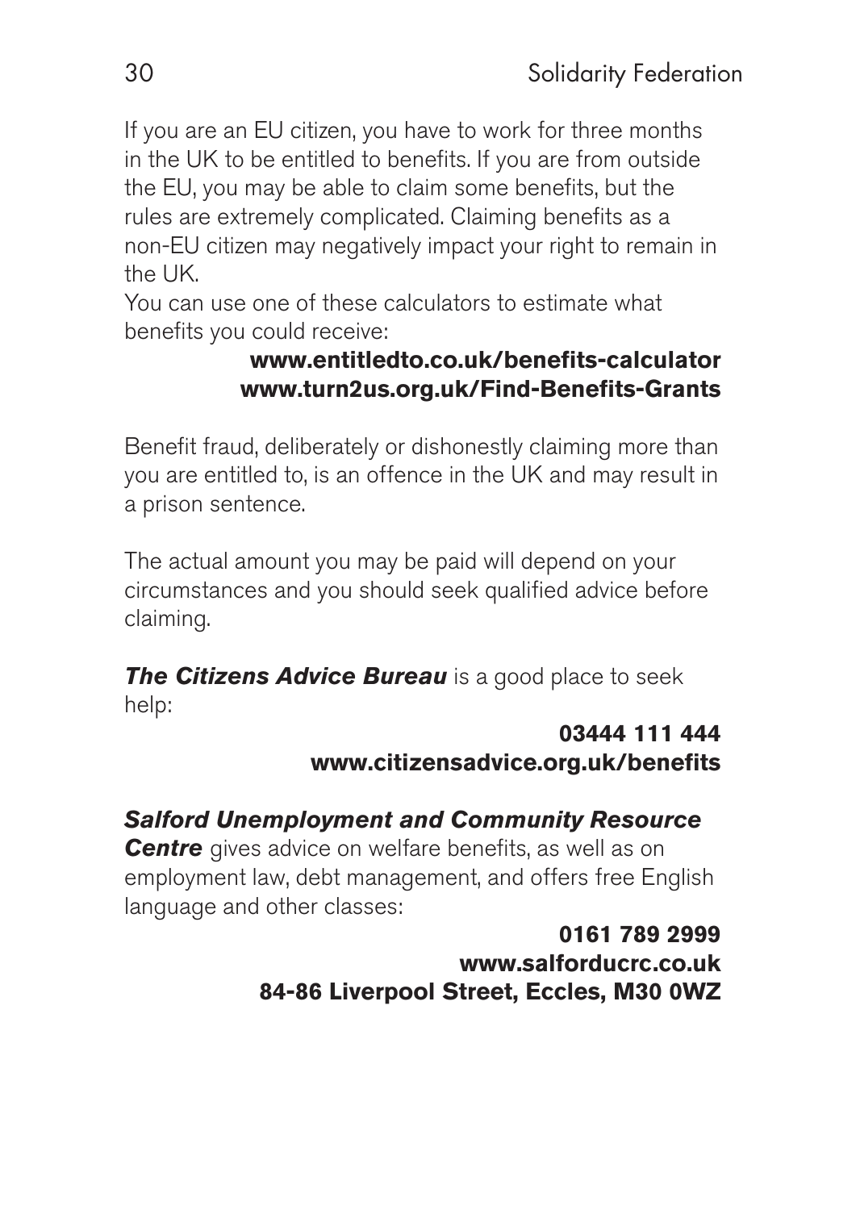If you are an EU citizen, you have to work for three months in the UK to be entitled to benefits. If you are from outside the EU, you may be able to claim some benefits, but the rules are extremely complicated. Claiming benefits as a non-EU citizen may negatively impact your right to remain in the UK.

You can use one of these calculators to estimate what benefits you could receive:

**www.entitledto.co.uk/benefits-calculator**
**www.turn2us.org.uk/Find-Benefits-Grants**

Benefit fraud, deliberately or dishonestly claiming more than you are entitled to, is an offence in the UK and may result in a prison sentence.

The actual amount you may be paid will depend on your circumstances and you should seek qualified advice before claiming.

***The Citizens Advice Bureau*** is a good place to seek help:

**03444 111 444**
**www.citizensadvice.org.uk/benefits**

***Salford Unemployment and Community Resource Centre*** gives advice on welfare benefits, as well as on employment law, debt management, and offers free English language and other classes:

**0161 789 2999**
**www.salforducrc.co.uk**
**84-86 Liverpool Street, Eccles, M30 0WZ**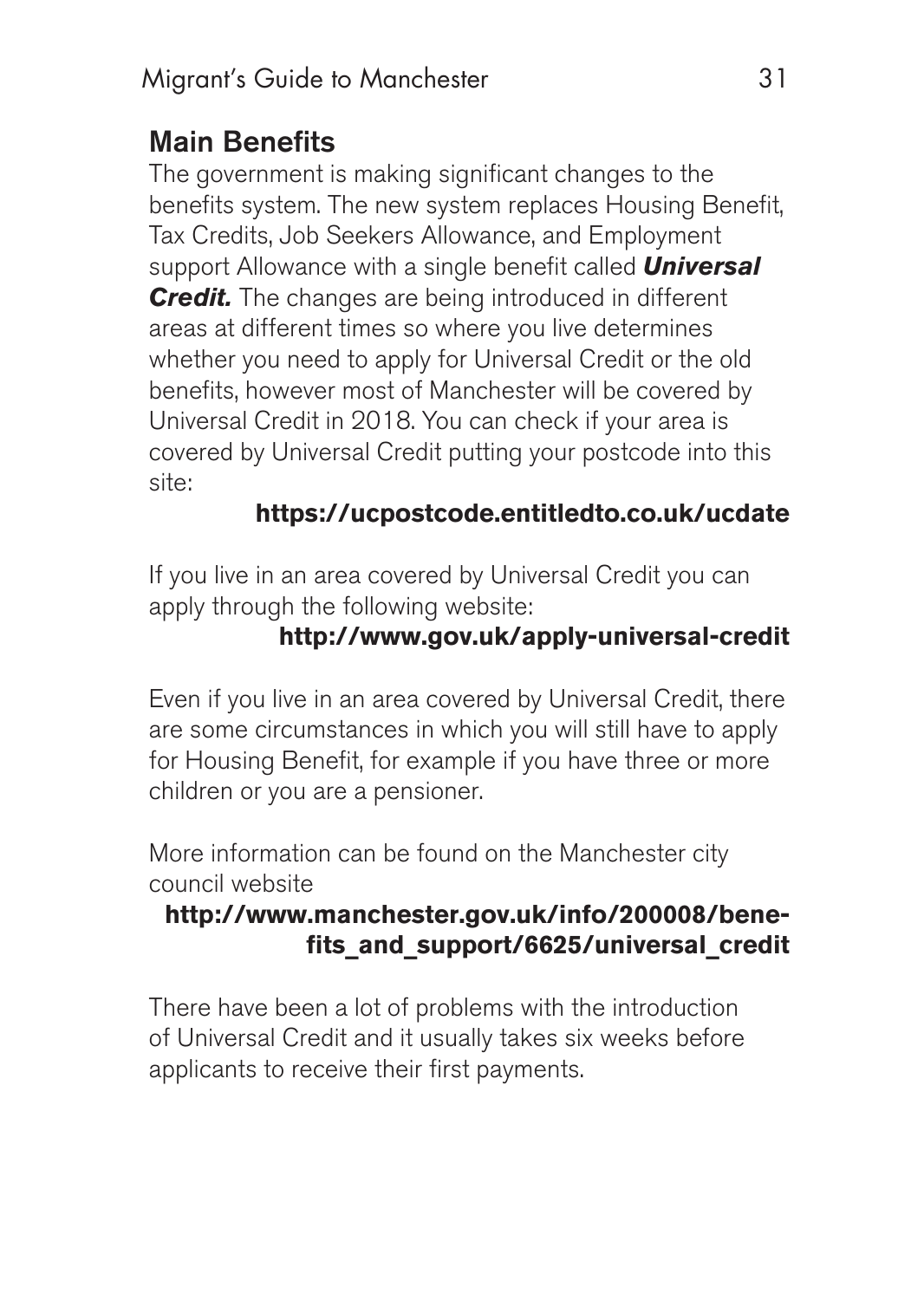## Main Benefits

The government is making significant changes to the benefits system. The new system replaces Housing Benefit, Tax Credits, Job Seekers Allowance, and Employment support Allowance with a single benefit called ***Universal Credit.*** The changes are being introduced in different areas at different times so where you live determines whether you need to apply for Universal Credit or the old benefits, however most of Manchester will be covered by Universal Credit in 2018. You can check if your area is covered by Universal Credit putting your postcode into this site:

**https://ucpostcode.entitledto.co.uk/ucdate**

If you live in an area covered by Universal Credit you can apply through the following website:

**http://www.gov.uk/apply-universal-credit**

Even if you live in an area covered by Universal Credit, there are some circumstances in which you will still have to apply for Housing Benefit, for example if you have three or more children or you are a pensioner.

More information can be found on the Manchester city council website

**http://www.manchester.gov.uk/info/200008/benefits_and_support/6625/universal_credit**

There have been a lot of problems with the introduction of Universal Credit and it usually takes six weeks before applicants to receive their first payments.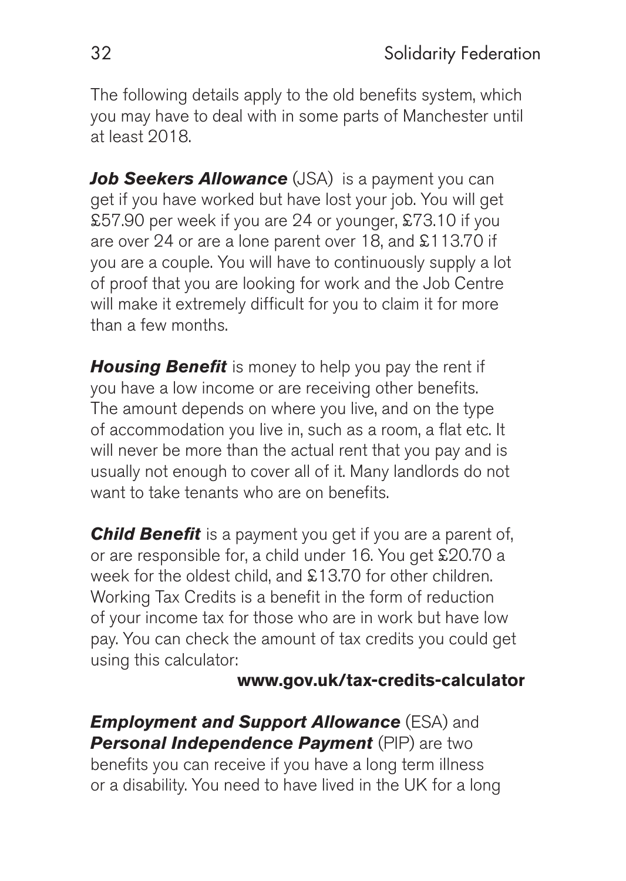The following details apply to the old benefits system, which you may have to deal with in some parts of Manchester until at least 2018.

***Job Seekers Allowance*** (JSA) is a payment you can get if you have worked but have lost your job. You will get £57.90 per week if you are 24 or younger, £73.10 if you are over 24 or are a lone parent over 18, and £113.70 if you are a couple. You will have to continuously supply a lot of proof that you are looking for work and the Job Centre will make it extremely difficult for you to claim it for more than a few months.

***Housing Benefit*** is money to help you pay the rent if you have a low income or are receiving other benefits. The amount depends on where you live, and on the type of accommodation you live in, such as a room, a flat etc. It will never be more than the actual rent that you pay and is usually not enough to cover all of it. Many landlords do not want to take tenants who are on benefits.

***Child Benefit*** is a payment you get if you are a parent of, or are responsible for, a child under 16. You get £20.70 a week for the oldest child, and £13.70 for other children. Working Tax Credits is a benefit in the form of reduction of your income tax for those who are in work but have low pay. You can check the amount of tax credits you could get using this calculator:

**www.gov.uk/tax-credits-calculator**

***Employment and Support Allowance*** (ESA) and ***Personal Independence Payment*** (PIP) are two benefits you can receive if you have a long term illness or a disability. You need to have lived in the UK for a long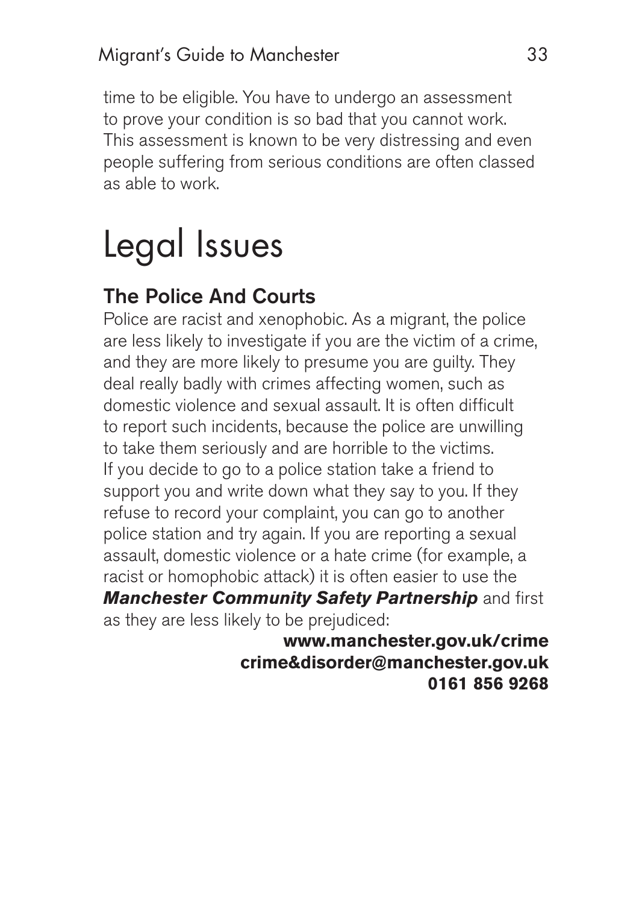time to be eligible. You have to undergo an assessment to prove your condition is so bad that you cannot work. This assessment is known to be very distressing and even people suffering from serious conditions are often classed as able to work.

# Legal Issues

## The Police And Courts

Police are racist and xenophobic. As a migrant, the police are less likely to investigate if you are the victim of a crime, and they are more likely to presume you are guilty. They deal really badly with crimes affecting women, such as domestic violence and sexual assault. It is often difficult to report such incidents, because the police are unwilling to take them seriously and are horrible to the victims. If you decide to go to a police station take a friend to support you and write down what they say to you. If they refuse to record your complaint, you can go to another police station and try again. If you are reporting a sexual assault, domestic violence or a hate crime (for example, a racist or homophobic attack) it is often easier to use the ***Manchester Community Safety Partnership*** and first as they are less likely to be prejudiced:

**www.manchester.gov.uk/crime**
**crime&disorder@manchester.gov.uk**
**0161 856 9268**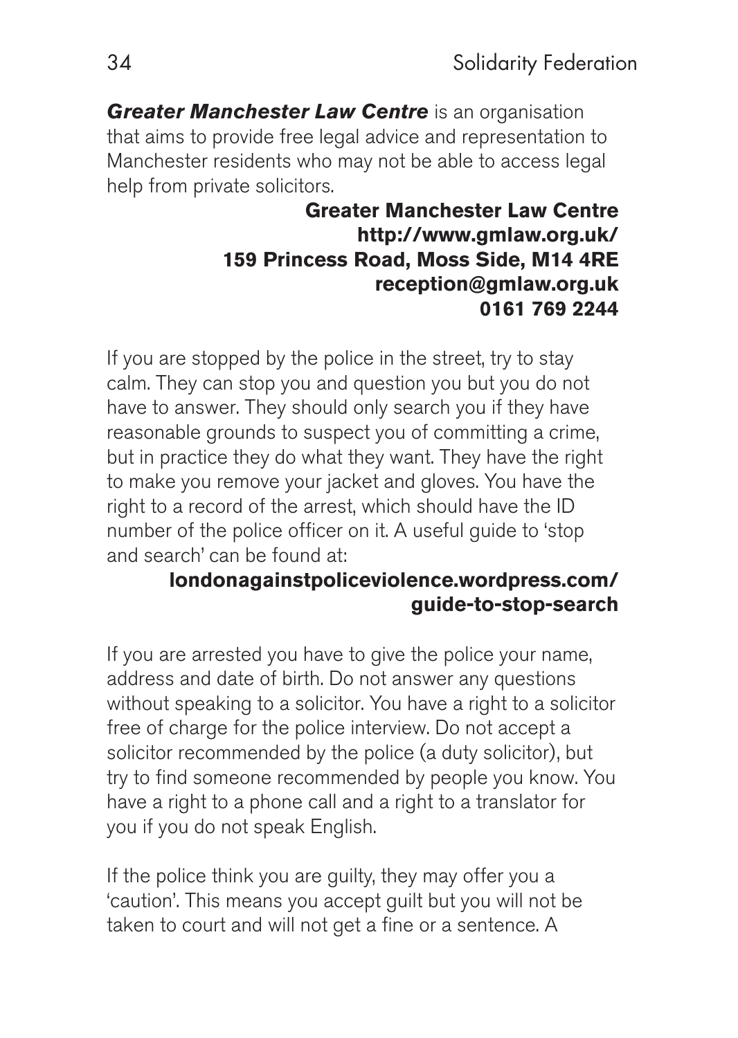***Greater Manchester Law Centre*** is an organisation that aims to provide free legal advice and representation to Manchester residents who may not be able to access legal help from private solicitors.

**Greater Manchester Law Centre**
**http://www.gmlaw.org.uk/**
**159 Princess Road, Moss Side, M14 4RE**
**reception@gmlaw.org.uk**
**0161 769 2244**

If you are stopped by the police in the street, try to stay calm. They can stop you and question you but you do not have to answer. They should only search you if they have reasonable grounds to suspect you of committing a crime, but in practice they do what they want. They have the right to make you remove your jacket and gloves. You have the right to a record of the arrest, which should have the ID number of the police officer on it. A useful guide to 'stop and search' can be found at:

**londonagainstpoliceviolence.wordpress.com/guide-to-stop-search**

If you are arrested you have to give the police your name, address and date of birth. Do not answer any questions without speaking to a solicitor. You have a right to a solicitor free of charge for the police interview. Do not accept a solicitor recommended by the police (a duty solicitor), but try to find someone recommended by people you know. You have a right to a phone call and a right to a translator for you if you do not speak English.

If the police think you are guilty, they may offer you a 'caution'. This means you accept guilt but you will not be taken to court and will not get a fine or a sentence. A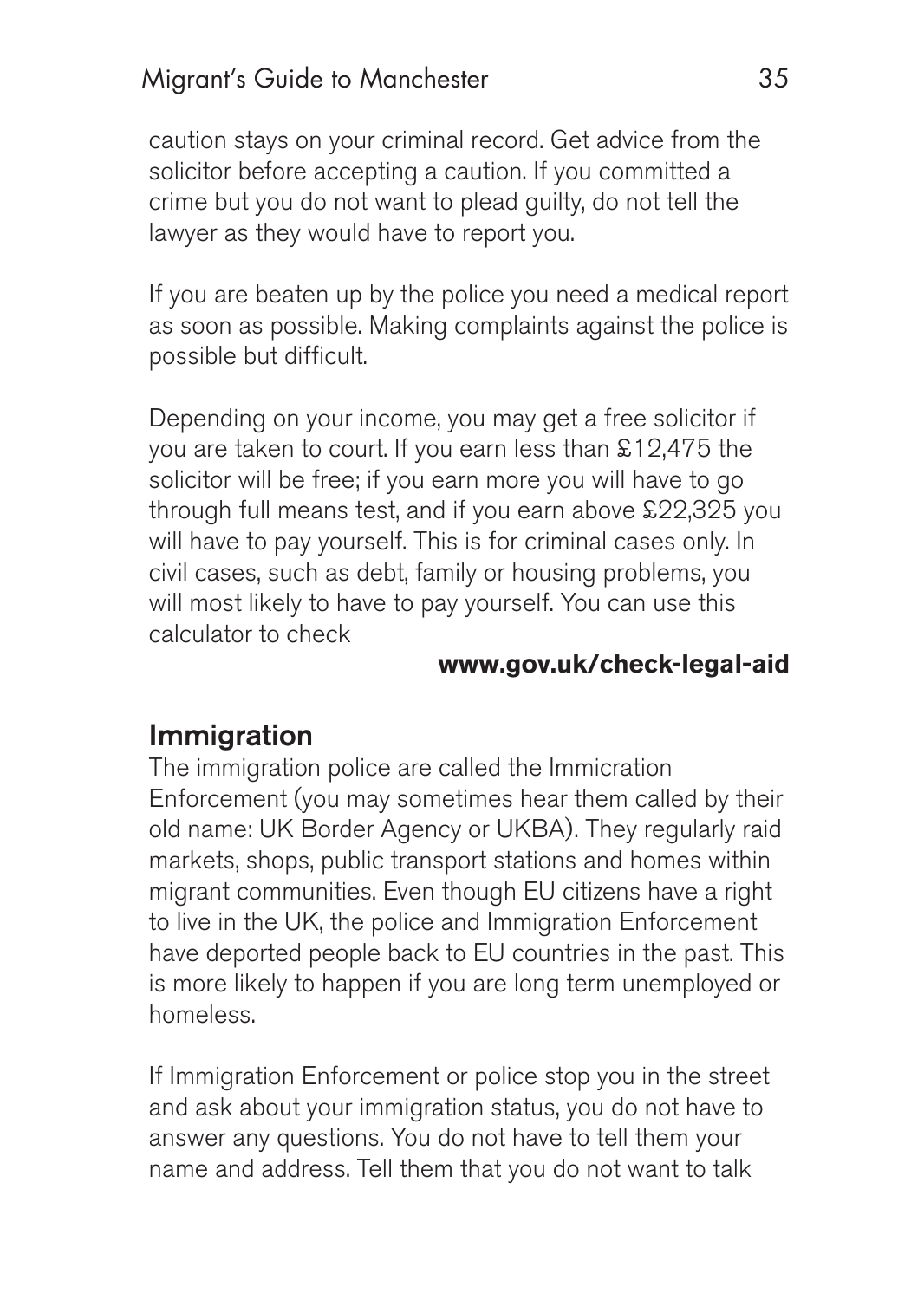caution stays on your criminal record. Get advice from the solicitor before accepting a caution. If you committed a crime but you do not want to plead guilty, do not tell the lawyer as they would have to report you.

If you are beaten up by the police you need a medical report as soon as possible. Making complaints against the police is possible but difficult.

Depending on your income, you may get a free solicitor if you are taken to court. If you earn less than £12,475 the solicitor will be free; if you earn more you will have to go through full means test, and if you earn above £22,325 you will have to pay yourself. This is for criminal cases only. In civil cases, such as debt, family or housing problems, you will most likely to have to pay yourself. You can use this calculator to check

**www.gov.uk/check-legal-aid**

## Immigration

The immigration police are called the Immicration Enforcement (you may sometimes hear them called by their old name: UK Border Agency or UKBA). They regularly raid markets, shops, public transport stations and homes within migrant communities. Even though EU citizens have a right to live in the UK, the police and Immigration Enforcement have deported people back to EU countries in the past. This is more likely to happen if you are long term unemployed or homeless.

If Immigration Enforcement or police stop you in the street and ask about your immigration status, you do not have to answer any questions. You do not have to tell them your name and address. Tell them that you do not want to talk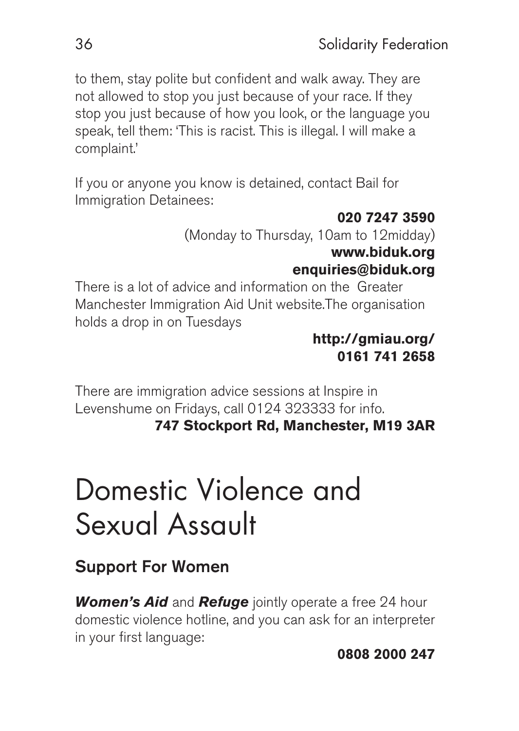to them, stay polite but confident and walk away. They are not allowed to stop you just because of your race. If they stop you just because of how you look, or the language you speak, tell them: 'This is racist. This is illegal. I will make a complaint.'

If you or anyone you know is detained, contact Bail for Immigration Detainees:

**020 7247 3590**
(Monday to Thursday, 10am to 12midday)
**www.biduk.org**
**enquiries@biduk.org**

There is a lot of advice and information on the Greater Manchester Immigration Aid Unit website.The organisation holds a drop in on Tuesdays

**http://gmiau.org/**
**0161 741 2658**

There are immigration advice sessions at Inspire in Levenshume on Fridays, call 0124 323333 for info.
**747 Stockport Rd, Manchester, M19 3AR**

# Domestic Violence and Sexual Assault

## Support For Women

***Women's Aid*** and ***Refuge*** jointly operate a free 24 hour domestic violence hotline, and you can ask for an interpreter in your first language:

**0808 2000 247**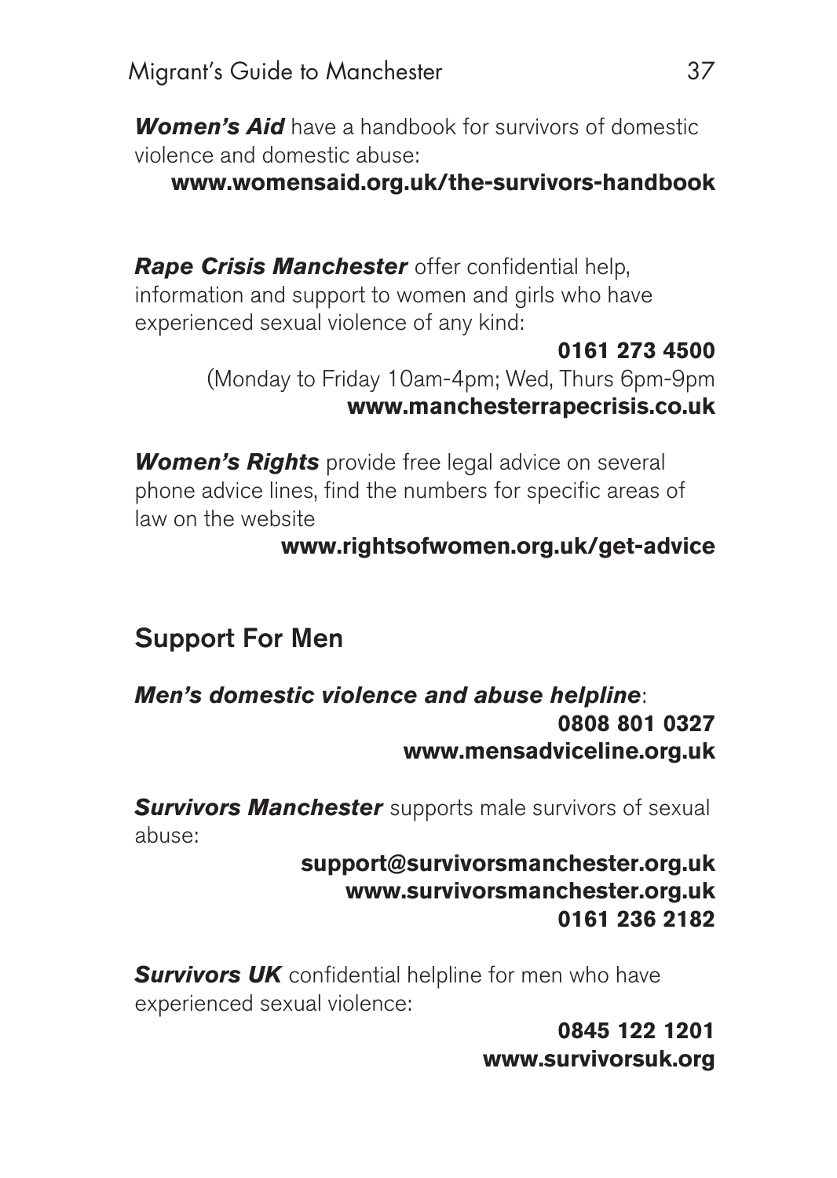***Women's Aid*** have a handbook for survivors of domestic violence and domestic abuse:

**www.womensaid.org.uk/the-survivors-handbook**

***Rape Crisis Manchester*** offer confidential help, information and support to women and girls who have experienced sexual violence of any kind:

**0161 273 4500**

(Monday to Friday 10am-4pm; Wed, Thurs 6pm-9pm

**www.manchesterrapecrisis.co.uk**

***Women's Rights*** provide free legal advice on several phone advice lines, find the numbers for specific areas of law on the website

**www.rightsofwomen.org.uk/get-advice**

## Support For Men

***Men's domestic violence and abuse helpline***:

**0808 801 0327**

**www.mensadviceline.org.uk**

***Survivors Manchester*** supports male survivors of sexual abuse:

**support@survivorsmanchester.org.uk**

**www.survivorsmanchester.org.uk**

**0161 236 2182**

***Survivors UK*** confidential helpline for men who have experienced sexual violence:

**0845 122 1201**

**www.survivorsuk.org**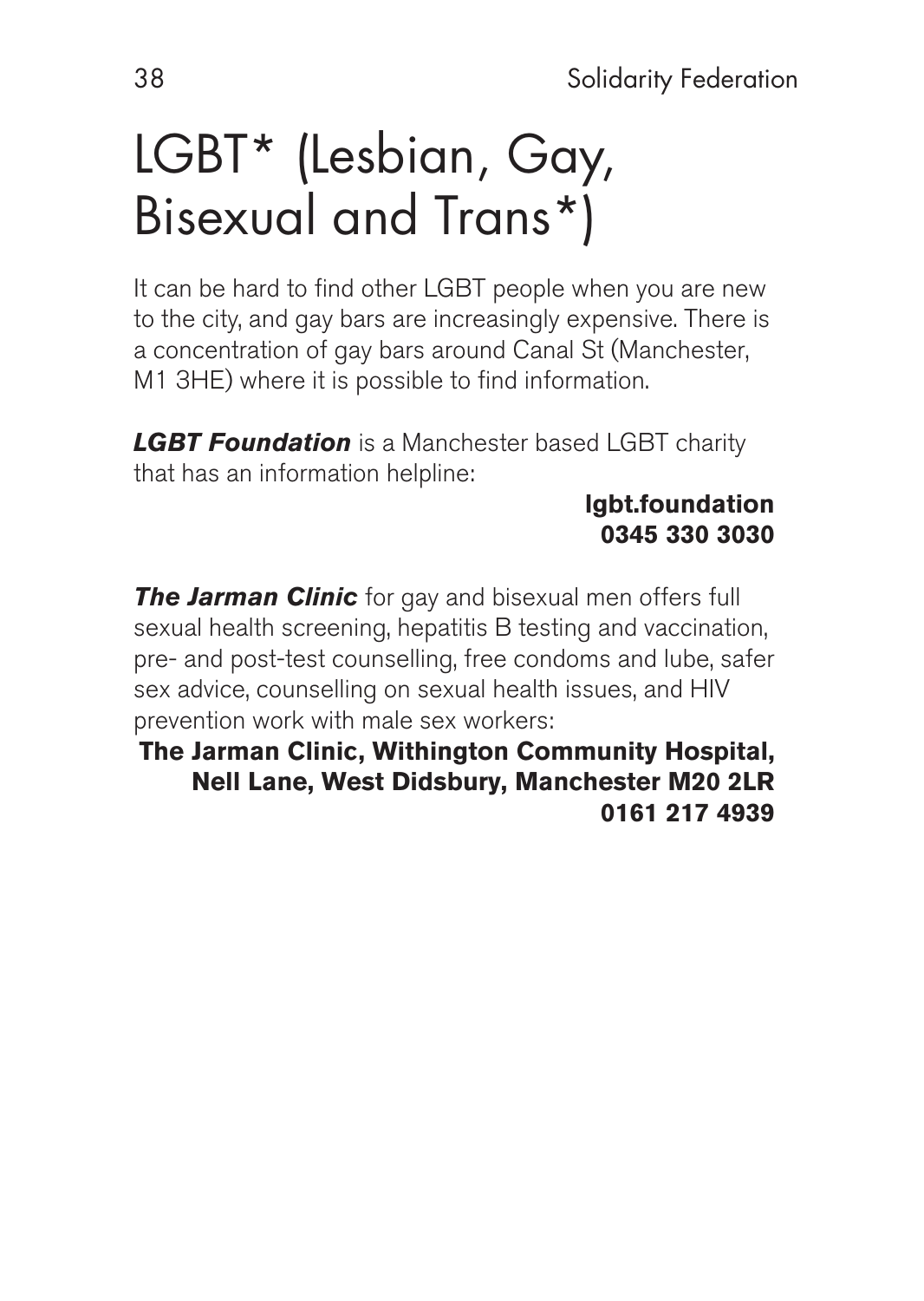# LGBT* (Lesbian, Gay, Bisexual and Trans*)

It can be hard to find other LGBT people when you are new to the city, and gay bars are increasingly expensive. There is a concentration of gay bars around Canal St (Manchester, M1 3HE) where it is possible to find information.

***LGBT Foundation*** is a Manchester based LGBT charity that has an information helpline:

**lgbt.foundation**
**0345 330 3030**

***The Jarman Clinic*** for gay and bisexual men offers full sexual health screening, hepatitis B testing and vaccination, pre- and post-test counselling, free condoms and lube, safer sex advice, counselling on sexual health issues, and HIV prevention work with male sex workers:

**The Jarman Clinic, Withington Community Hospital, Nell Lane, West Didsbury, Manchester M20 2LR**
**0161 217 4939**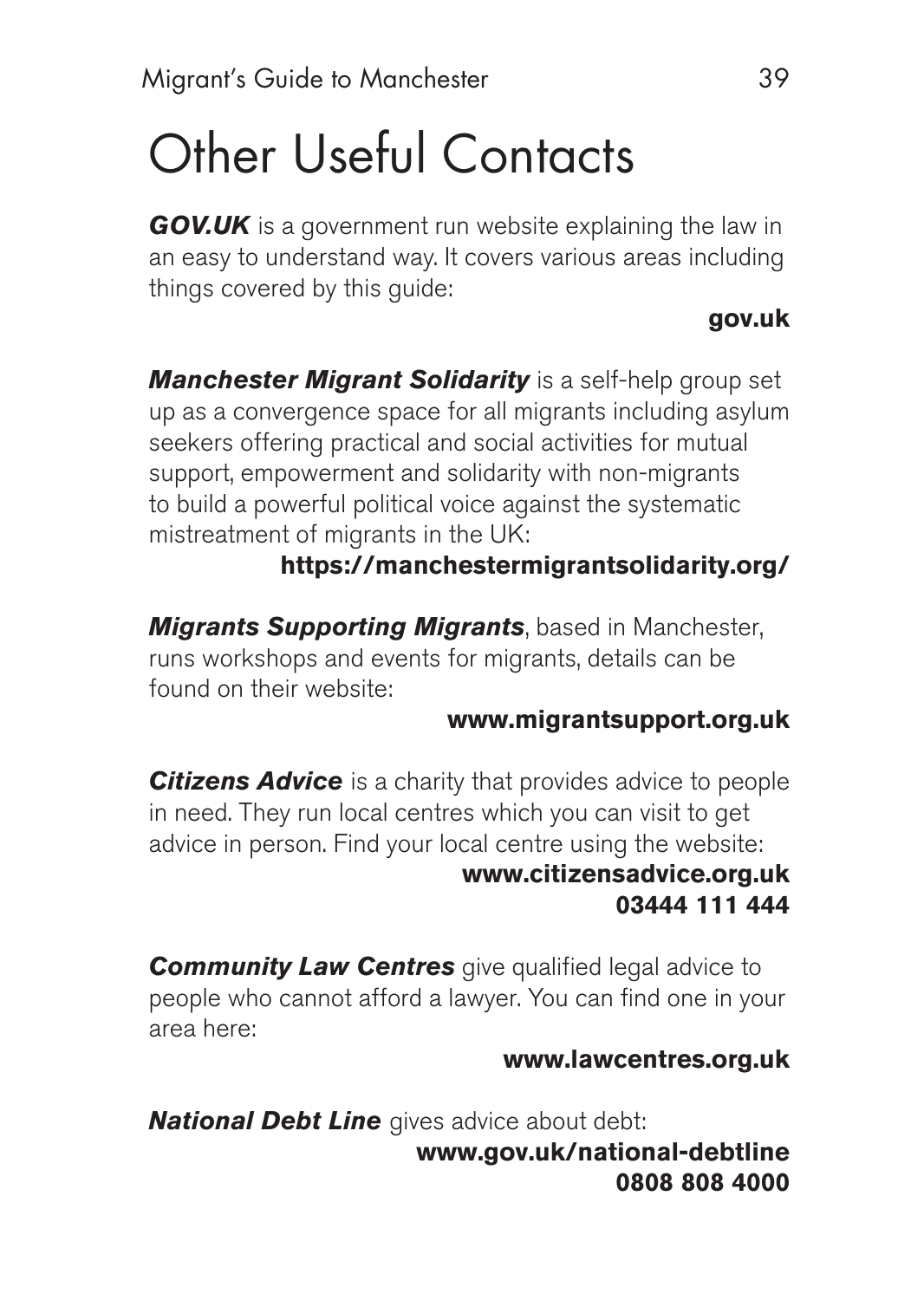# Other Useful Contacts

***GOV.UK*** is a government run website explaining the law in an easy to understand way. It covers various areas including things covered by this guide:

**gov.uk**

***Manchester Migrant Solidarity*** is a self-help group set up as a convergence space for all migrants including asylum seekers offering practical and social activities for mutual support, empowerment and solidarity with non-migrants to build a powerful political voice against the systematic mistreatment of migrants in the UK:

**https://manchestermigrantsolidarity.org/**

***Migrants Supporting Migrants***, based in Manchester, runs workshops and events for migrants, details can be found on their website:

**www.migrantsupport.org.uk**

***Citizens Advice*** is a charity that provides advice to people in need. They run local centres which you can visit to get advice in person. Find your local centre using the website:

**www.citizensadvice.org.uk**
**03444 111 444**

***Community Law Centres*** give qualified legal advice to people who cannot afford a lawyer. You can find one in your area here:

**www.lawcentres.org.uk**

***National Debt Line*** gives advice about debt:

**www.gov.uk/national-debtline**
**0808 808 4000**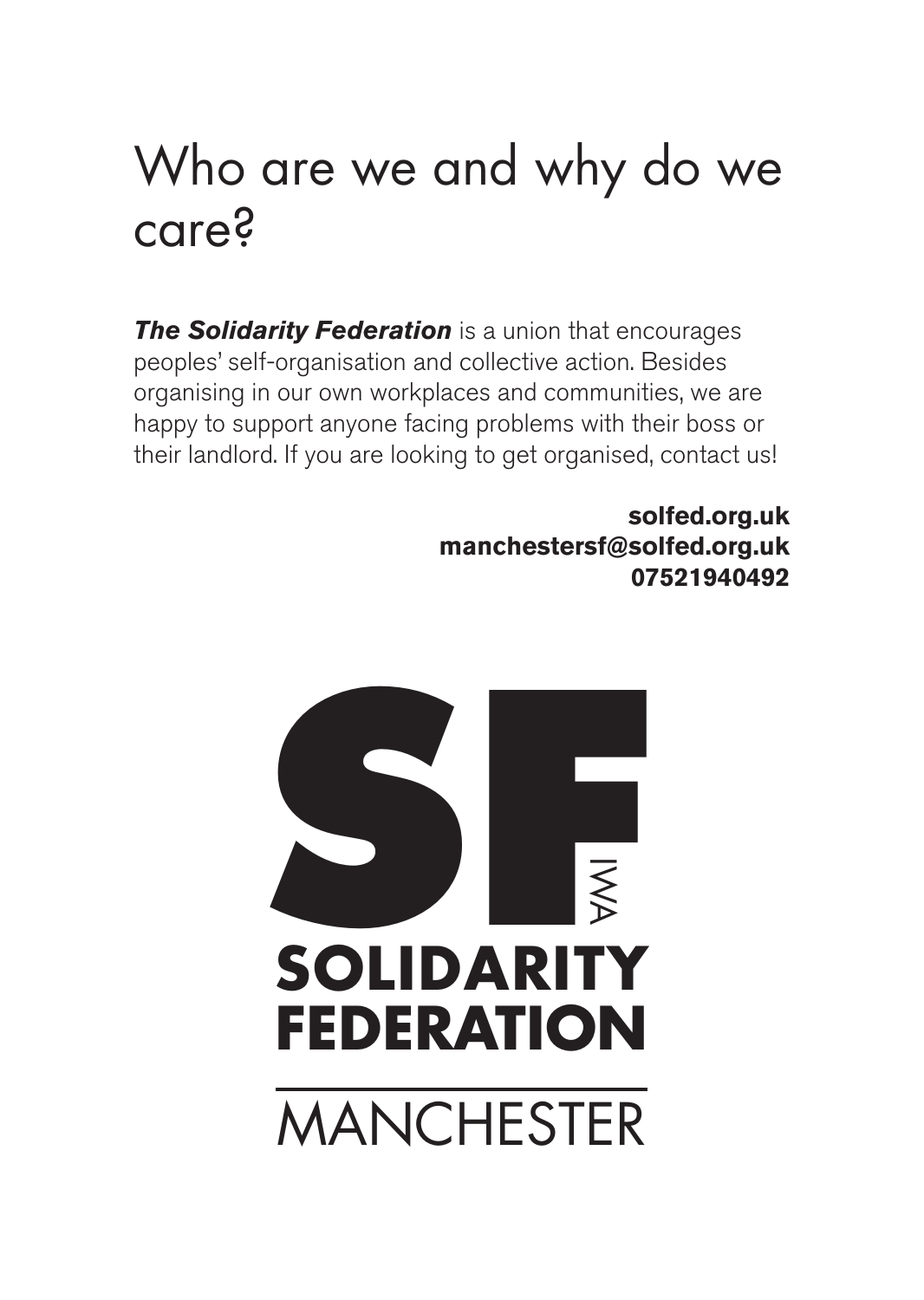# Who are we and why do we care?

***The Solidarity Federation*** is a union that encourages peoples' self-organisation and collective action. Besides organising in our own workplaces and communities, we are happy to support anyone facing problems with their boss or their landlord. If you are looking to get organised, contact us!

**solfed.org.uk**
**manchestersf@solfed.org.uk**
**07521940492**

SF
IWA
SOLIDARITY
FEDERATION
MANCHESTER